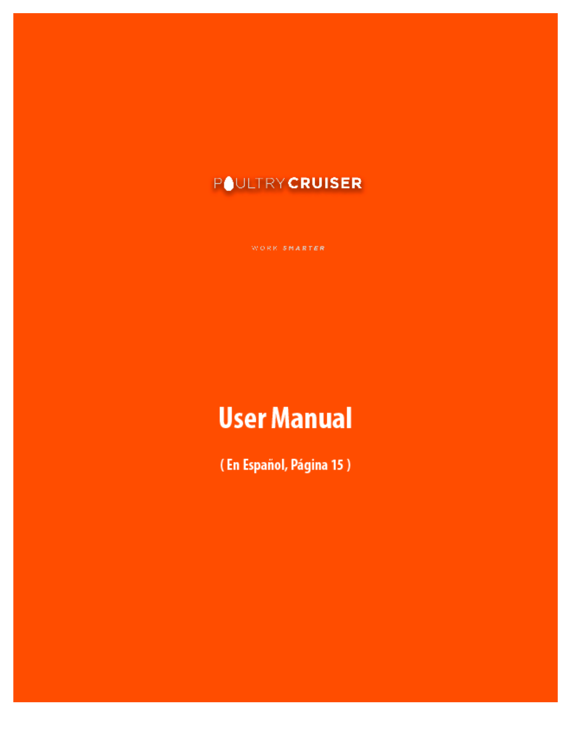POULTRY CRUISER

WORK SMARTER

# User Manual

( En Español, Página 15 )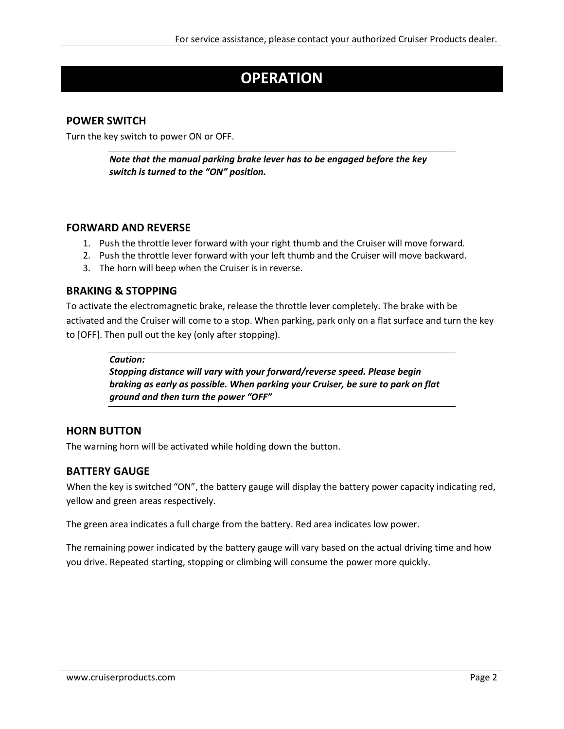# OPERATION

## POWER SWITCH

Turn the key switch to power ON or OFF.

> ***Note that the manual parking brake lever has to be engaged before the key switch is turned to the "ON" position.***

## FORWARD AND REVERSE

1. Push the throttle lever forward with your right thumb and the Cruiser will move forward.
2. Push the throttle lever forward with your left thumb and the Cruiser will move backward.
3. The horn will beep when the Cruiser is in reverse.

## BRAKING & STOPPING

To activate the electromagnetic brake, release the throttle lever completely. The brake with be activated and the Cruiser will come to a stop. When parking, park only on a flat surface and turn the key to [OFF]. Then pull out the key (only after stopping).

> ***Caution:***
> ***Stopping distance will vary with your forward/reverse speed. Please begin braking as early as possible. When parking your Cruiser, be sure to park on flat ground and then turn the power "OFF"***

## HORN BUTTON

The warning horn will be activated while holding down the button.

## BATTERY GAUGE

When the key is switched "ON", the battery gauge will display the battery power capacity indicating red, yellow and green areas respectively.

The green area indicates a full charge from the battery. Red area indicates low power.

The remaining power indicated by the battery gauge will vary based on the actual driving time and how you drive. Repeated starting, stopping or climbing will consume the power more quickly.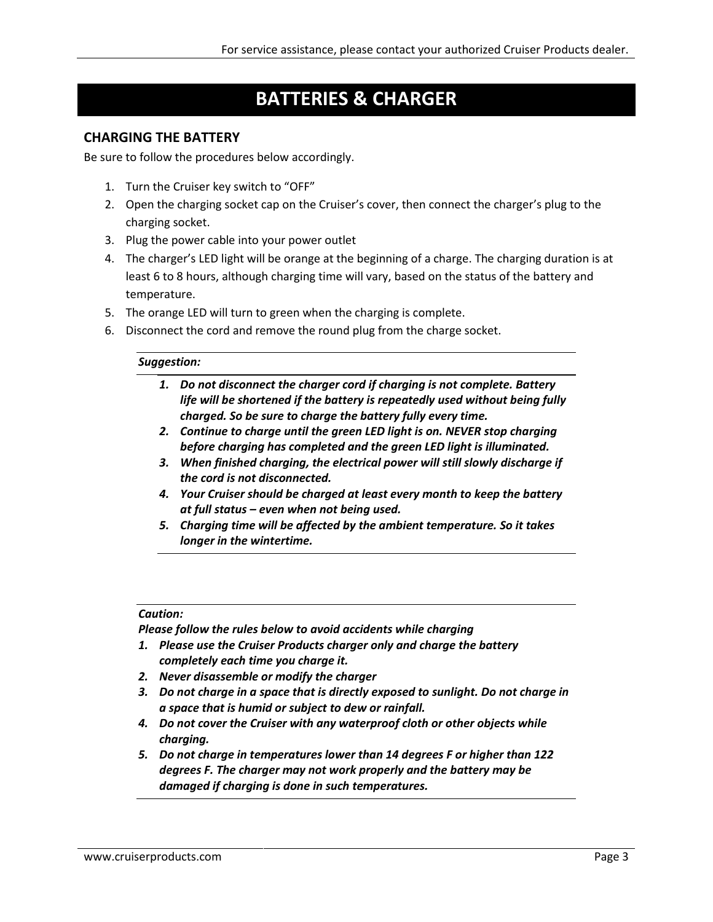# BATTERIES & CHARGER

## CHARGING THE BATTERY

Be sure to follow the procedures below accordingly.

1. Turn the Cruiser key switch to “OFF”
2. Open the charging socket cap on the Cruiser’s cover, then connect the charger’s plug to the charging socket.
3. Plug the power cable into your power outlet
4. The charger’s LED light will be orange at the beginning of a charge. The charging duration is at least 6 to 8 hours, although charging time will vary, based on the status of the battery and temperature.
5. The orange LED will turn to green when the charging is complete.
6. Disconnect the cord and remove the round plug from the charge socket.

***Suggestion:***

1. ***Do not disconnect the charger cord if charging is not complete. Battery life will be shortened if the battery is repeatedly used without being fully charged. So be sure to charge the battery fully every time.***
2. ***Continue to charge until the green LED light is on. NEVER stop charging before charging has completed and the green LED light is illuminated.***
3. ***When finished charging, the electrical power will still slowly discharge if the cord is not disconnected.***
4. ***Your Cruiser should be charged at least every month to keep the battery at full status – even when not being used.***
5. ***Charging time will be affected by the ambient temperature. So it takes longer in the wintertime.***

***Caution:***

***Please follow the rules below to avoid accidents while charging***

1. ***Please use the Cruiser Products charger only and charge the battery completely each time you charge it.***
2. ***Never disassemble or modify the charger***
3. ***Do not charge in a space that is directly exposed to sunlight. Do not charge in a space that is humid or subject to dew or rainfall.***
4. ***Do not cover the Cruiser with any waterproof cloth or other objects while charging.***
5. ***Do not charge in temperatures lower than 14 degrees F or higher than 122 degrees F. The charger may not work properly and the battery may be damaged if charging is done in such temperatures.***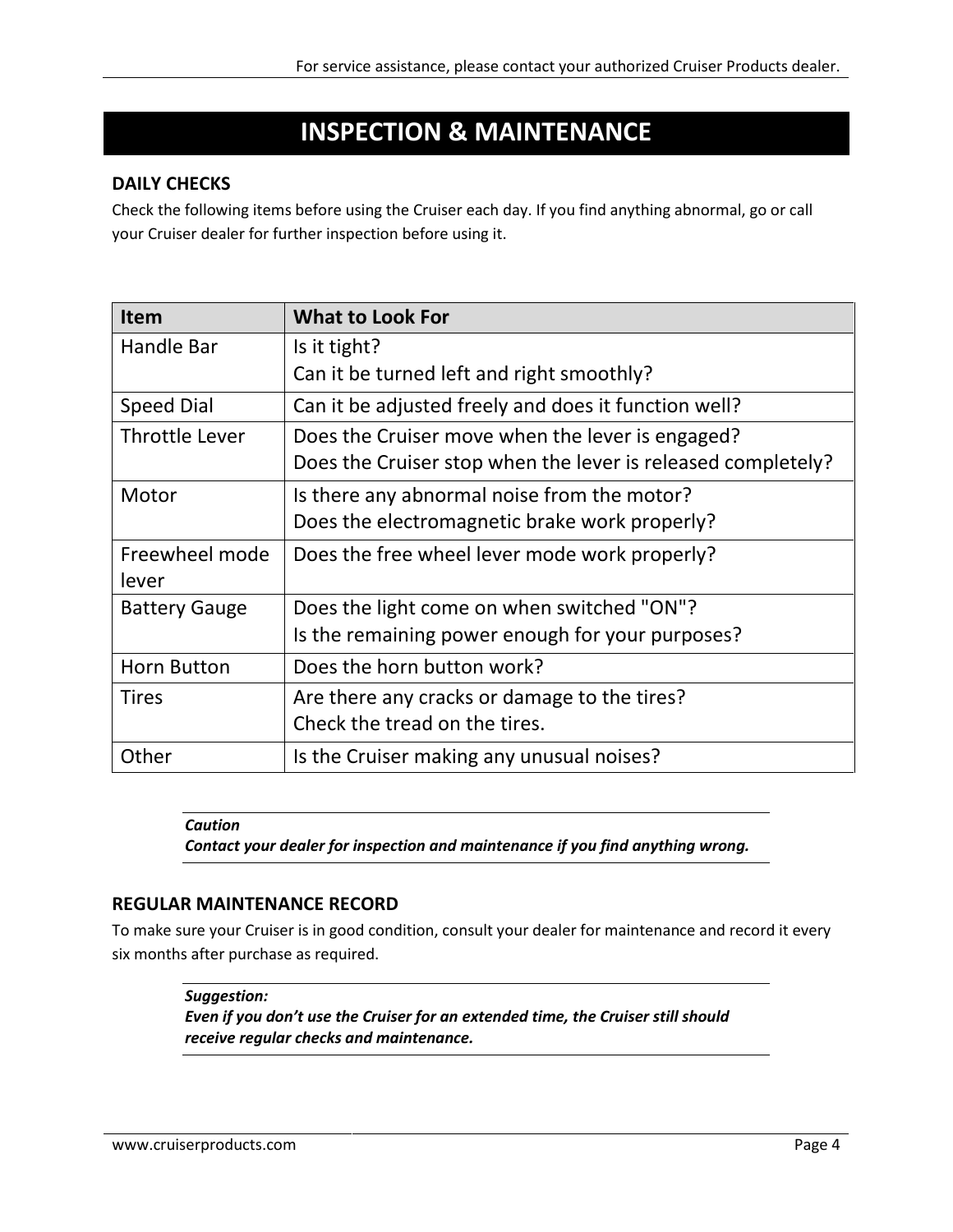# INSPECTION & MAINTENANCE

## DAILY CHECKS

Check the following items before using the Cruiser each day. If you find anything abnormal, go or call your Cruiser dealer for further inspection before using it.

| Item | What to Look For |
|---|---|
| Handle Bar | Is it tight?<br>Can it be turned left and right smoothly? |
| Speed Dial | Can it be adjusted freely and does it function well? |
| Throttle Lever | Does the Cruiser move when the lever is engaged?<br>Does the Cruiser stop when the lever is released completely? |
| Motor | Is there any abnormal noise from the motor?<br>Does the electromagnetic brake work properly? |
| Freewheel mode lever | Does the free wheel lever mode work properly? |
| Battery Gauge | Does the light come on when switched "ON"?<br>Is the remaining power enough for your purposes? |
| Horn Button | Does the horn button work? |
| Tires | Are there any cracks or damage to the tires?<br>Check the tread on the tires. |
| Other | Is the Cruiser making any unusual noises? |

***Caution***
***Contact your dealer for inspection and maintenance if you find anything wrong.***

## REGULAR MAINTENANCE RECORD

To make sure your Cruiser is in good condition, consult your dealer for maintenance and record it every six months after purchase as required.

***Suggestion:***
***Even if you don't use the Cruiser for an extended time, the Cruiser still should receive regular checks and maintenance.***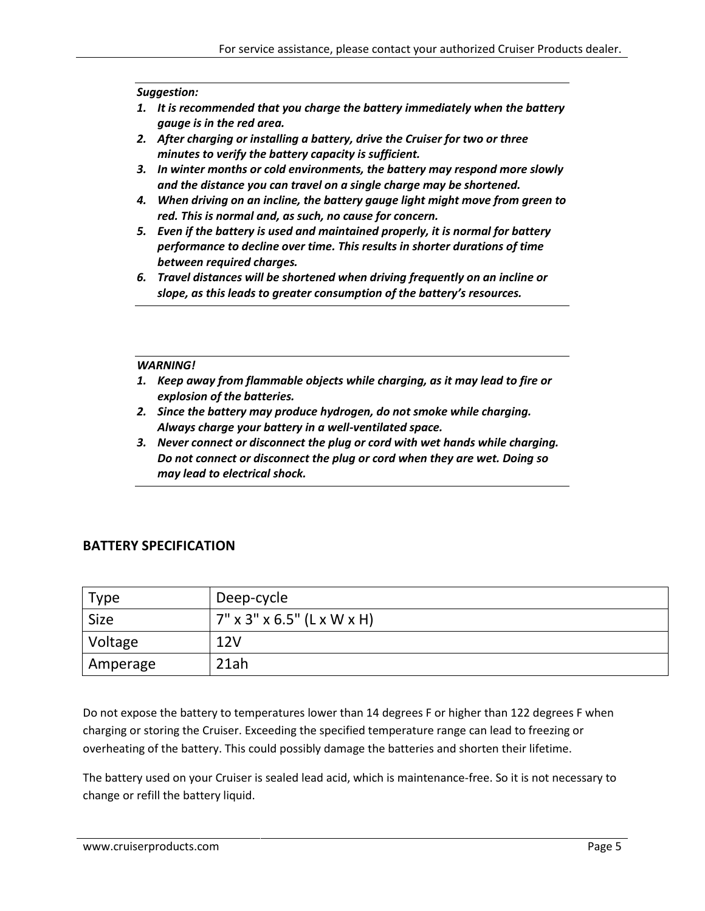***Suggestion:***

1. ***It is recommended that you charge the battery immediately when the battery gauge is in the red area.***
2. ***After charging or installing a battery, drive the Cruiser for two or three minutes to verify the battery capacity is sufficient.***
3. ***In winter months or cold environments, the battery may respond more slowly and the distance you can travel on a single charge may be shortened.***
4. ***When driving on an incline, the battery gauge light might move from green to red. This is normal and, as such, no cause for concern.***
5. ***Even if the battery is used and maintained properly, it is normal for battery performance to decline over time. This results in shorter durations of time between required charges.***
6. ***Travel distances will be shortened when driving frequently on an incline or slope, as this leads to greater consumption of the battery's resources.***

***WARNING!***

1. ***Keep away from flammable objects while charging, as it may lead to fire or explosion of the batteries.***
2. ***Since the battery may produce hydrogen, do not smoke while charging. Always charge your battery in a well-ventilated space.***
3. ***Never connect or disconnect the plug or cord with wet hands while charging. Do not connect or disconnect the plug or cord when they are wet. Doing so may lead to electrical shock.***

## BATTERY SPECIFICATION

| Type | Deep-cycle |
|---|---|
| Size | 7" x 3" x 6.5" (L x W x H) |
| Voltage | 12V |
| Amperage | 21ah |

Do not expose the battery to temperatures lower than 14 degrees F or higher than 122 degrees F when charging or storing the Cruiser. Exceeding the specified temperature range can lead to freezing or overheating of the battery. This could possibly damage the batteries and shorten their lifetime.

The battery used on your Cruiser is sealed lead acid, which is maintenance-free. So it is not necessary to change or refill the battery liquid.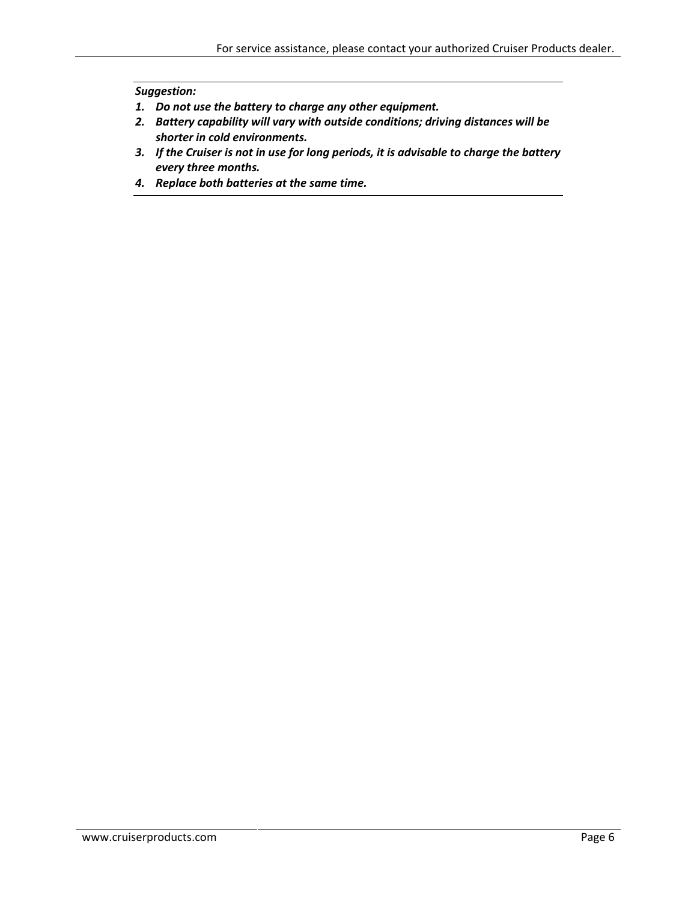***Suggestion:***

1. ***Do not use the battery to charge any other equipment.***
2. ***Battery capability will vary with outside conditions; driving distances will be shorter in cold environments.***
3. ***If the Cruiser is not in use for long periods, it is advisable to charge the battery every three months.***
4. ***Replace both batteries at the same time.***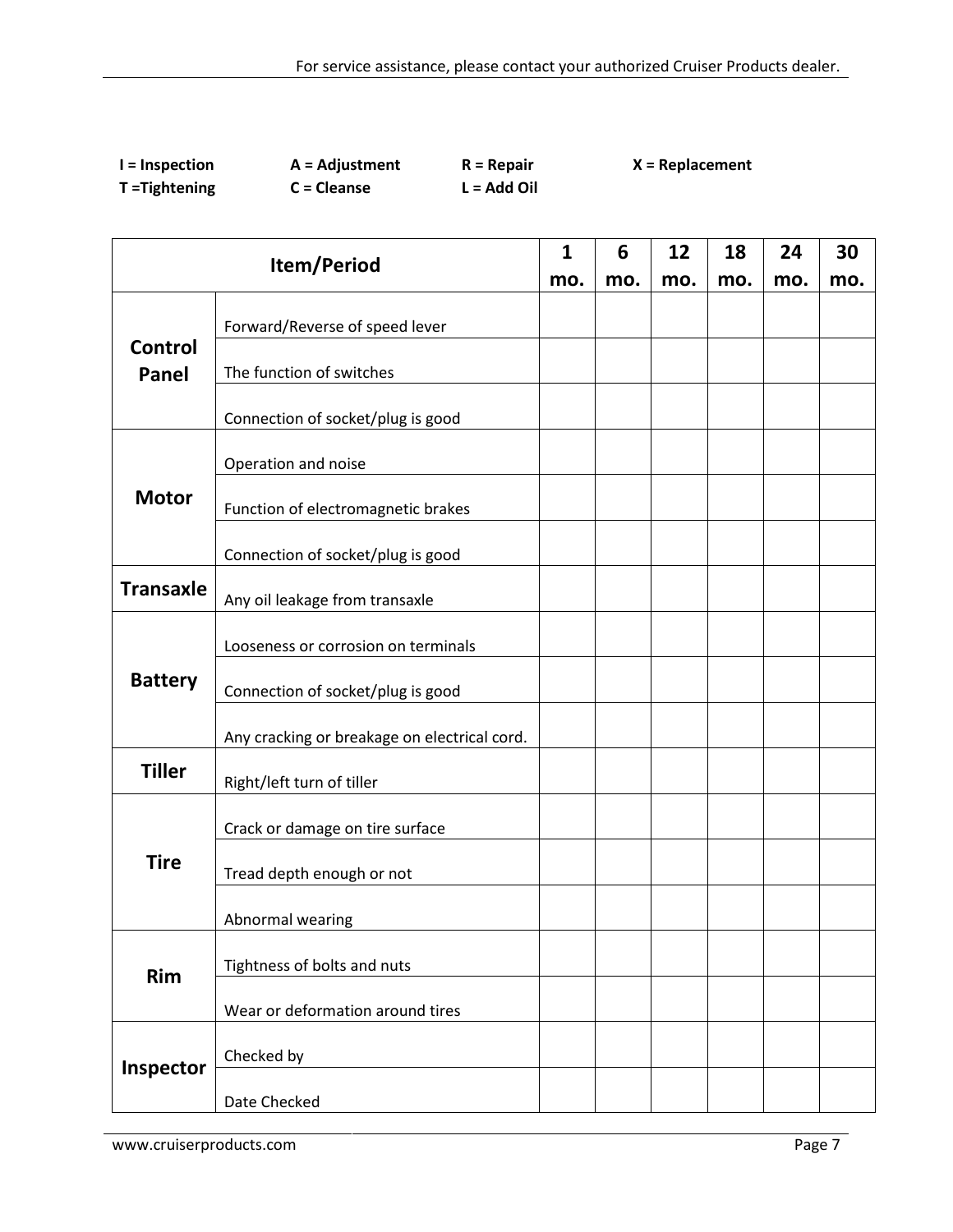**I = Inspection** **A = Adjustment** **R = Repair** **X = Replacement**
**T =Tightening** **C = Cleanse** **L = Add Oil**

| Item/Period | | 1 mo. | 6 mo. | 12 mo. | 18 mo. | 24 mo. | 30 mo. |
|---|---|---|---|---|---|---|---|
| **Control Panel** | Forward/Reverse of speed lever | | | | | | |
| | The function of switches | | | | | | |
| | Connection of socket/plug is good | | | | | | |
| **Motor** | Operation and noise | | | | | | |
| | Function of electromagnetic brakes | | | | | | |
| | Connection of socket/plug is good | | | | | | |
| **Transaxle** | Any oil leakage from transaxle | | | | | | |
| **Battery** | Looseness or corrosion on terminals | | | | | | |
| | Connection of socket/plug is good | | | | | | |
| | Any cracking or breakage on electrical cord. | | | | | | |
| **Tiller** | Right/left turn of tiller | | | | | | |
| **Tire** | Crack or damage on tire surface | | | | | | |
| | Tread depth enough or not | | | | | | |
| | Abnormal wearing | | | | | | |
| **Rim** | Tightness of bolts and nuts | | | | | | |
| | Wear or deformation around tires | | | | | | |
| **Inspector** | Checked by | | | | | | |
| | Date Checked | | | | | | |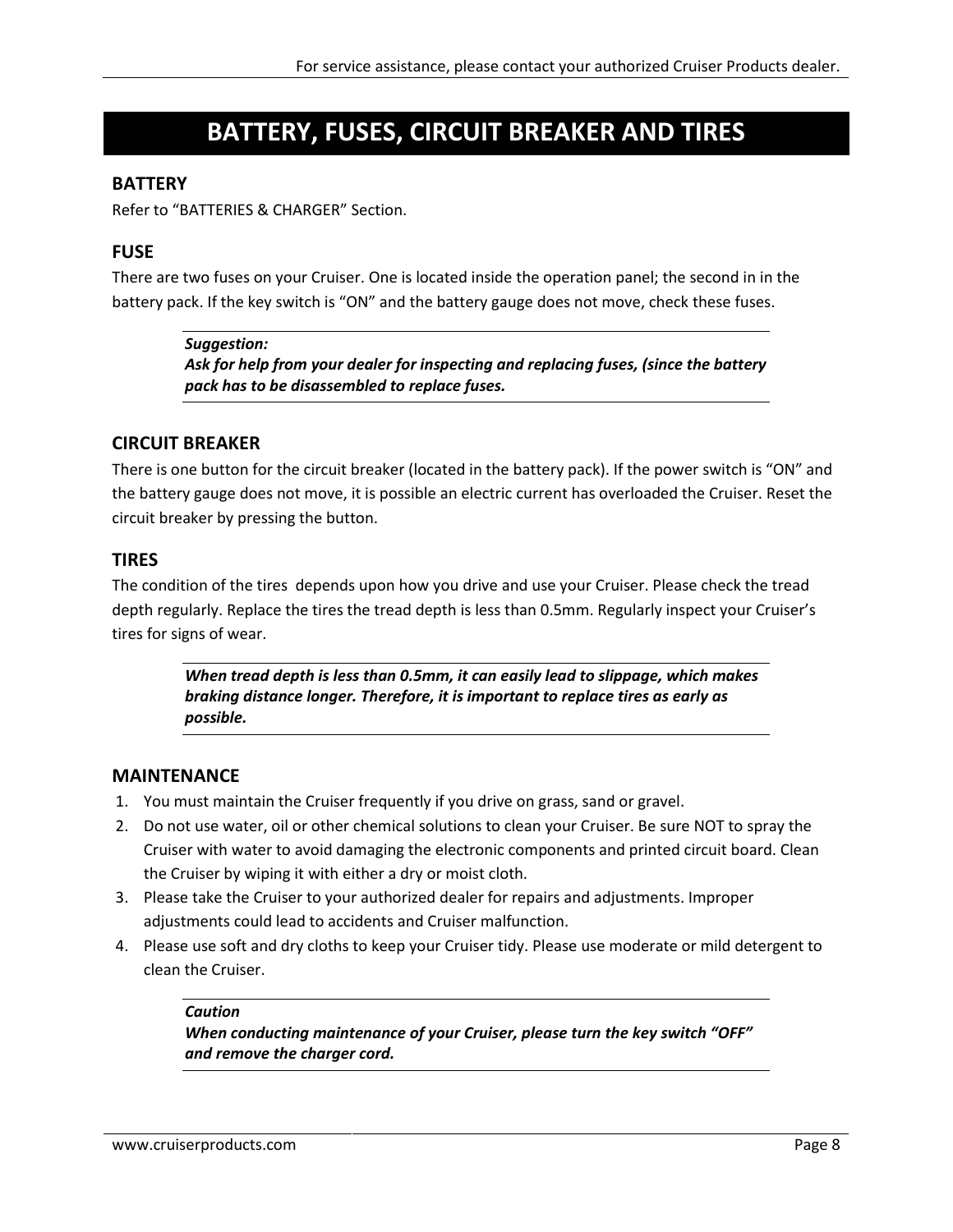# BATTERY, FUSES, CIRCUIT BREAKER AND TIRES

## BATTERY

Refer to "BATTERIES & CHARGER" Section.

## FUSE

There are two fuses on your Cruiser. One is located inside the operation panel; the second in in the battery pack. If the key switch is "ON" and the battery gauge does not move, check these fuses.

> ***Suggestion:***
> ***Ask for help from your dealer for inspecting and replacing fuses, (since the battery pack has to be disassembled to replace fuses.***

## CIRCUIT BREAKER

There is one button for the circuit breaker (located in the battery pack). If the power switch is "ON" and the battery gauge does not move, it is possible an electric current has overloaded the Cruiser. Reset the circuit breaker by pressing the button.

## TIRES

The condition of the tires depends upon how you drive and use your Cruiser. Please check the tread depth regularly. Replace the tires the tread depth is less than 0.5mm. Regularly inspect your Cruiser's tires for signs of wear.

> ***When tread depth is less than 0.5mm, it can easily lead to slippage, which makes braking distance longer. Therefore, it is important to replace tires as early as possible.***

## MAINTENANCE

1. You must maintain the Cruiser frequently if you drive on grass, sand or gravel.
2. Do not use water, oil or other chemical solutions to clean your Cruiser. Be sure NOT to spray the Cruiser with water to avoid damaging the electronic components and printed circuit board. Clean the Cruiser by wiping it with either a dry or moist cloth.
3. Please take the Cruiser to your authorized dealer for repairs and adjustments. Improper adjustments could lead to accidents and Cruiser malfunction.
4. Please use soft and dry cloths to keep your Cruiser tidy. Please use moderate or mild detergent to clean the Cruiser.

> ***Caution***
> ***When conducting maintenance of your Cruiser, please turn the key switch "OFF" and remove the charger cord.***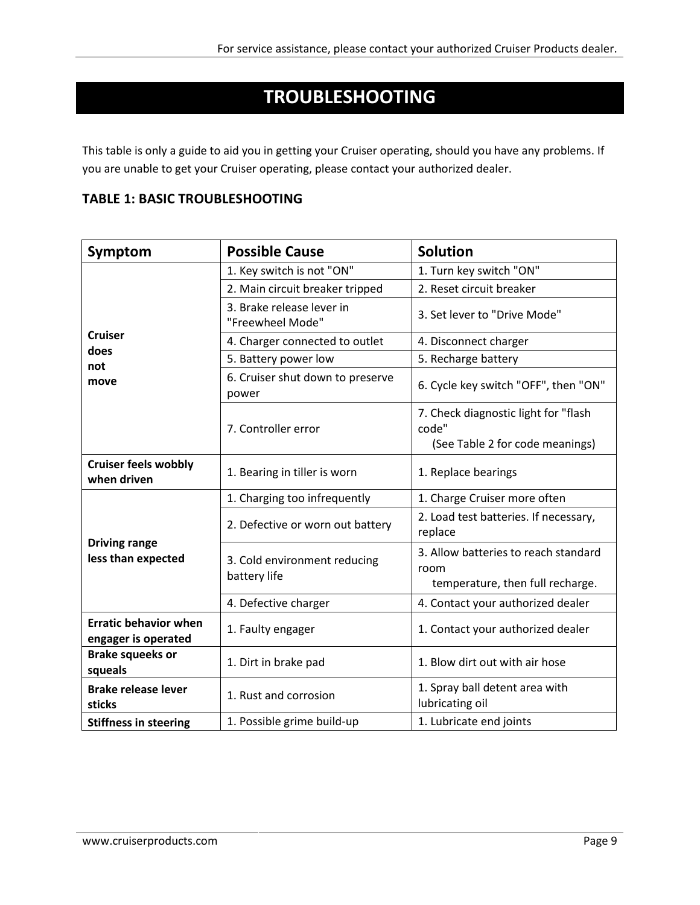# TROUBLESHOOTING

This table is only a guide to aid you in getting your Cruiser operating, should you have any problems. If you are unable to get your Cruiser operating, please contact your authorized dealer.

### TABLE 1: BASIC TROUBLESHOOTING

| Symptom | Possible Cause | Solution |
|---|---|---|
| **Cruiser does not move** | 1. Key switch is not "ON" | 1. Turn key switch "ON" |
| | 2. Main circuit breaker tripped | 2. Reset circuit breaker |
| | 3. Brake release lever in "Freewheel Mode" | 3. Set lever to "Drive Mode" |
| | 4. Charger connected to outlet | 4. Disconnect charger |
| | 5. Battery power low | 5. Recharge battery |
| | 6. Cruiser shut down to preserve power | 6. Cycle key switch "OFF", then "ON" |
| | 7. Controller error | 7. Check diagnostic light for "flash code" (See Table 2 for code meanings) |
| **Cruiser feels wobbly when driven** | 1. Bearing in tiller is worn | 1. Replace bearings |
| **Driving range less than expected** | 1. Charging too infrequently | 1. Charge Cruiser more often |
| | 2. Defective or worn out battery | 2. Load test batteries. If necessary, replace |
| | 3. Cold environment reducing battery life | 3. Allow batteries to reach standard room temperature, then full recharge. |
| | 4. Defective charger | 4. Contact your authorized dealer |
| **Erratic behavior when engager is operated** | 1. Faulty engager | 1. Contact your authorized dealer |
| **Brake squeeks or squeals** | 1. Dirt in brake pad | 1. Blow dirt out with air hose |
| **Brake release lever sticks** | 1. Rust and corrosion | 1. Spray ball detent area with lubricating oil |
| **Stiffness in steering** | 1. Possible grime build-up | 1. Lubricate end joints |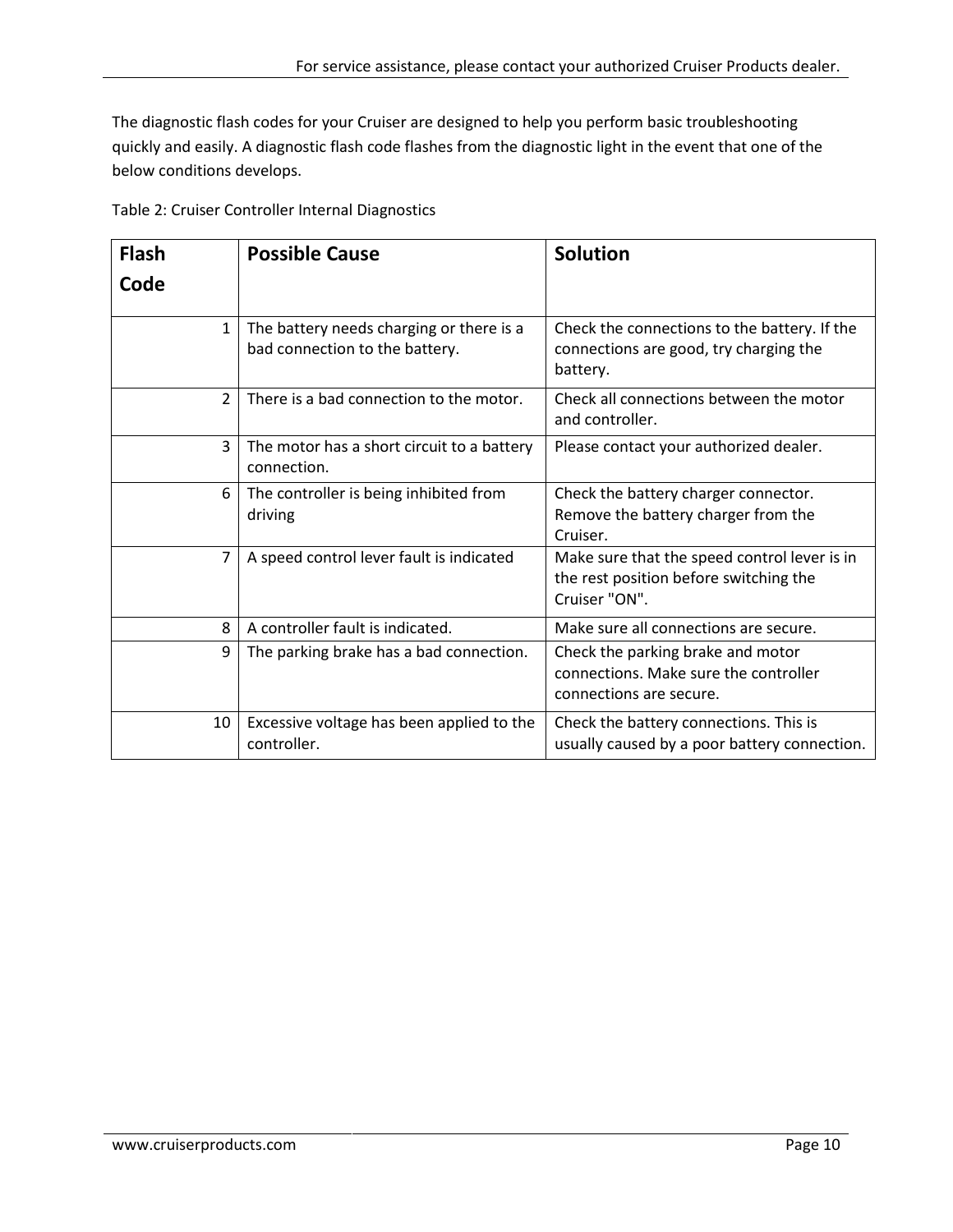The diagnostic flash codes for your Cruiser are designed to help you perform basic troubleshooting quickly and easily. A diagnostic flash code flashes from the diagnostic light in the event that one of the below conditions develops.

Table 2: Cruiser Controller Internal Diagnostics

| Flash Code | Possible Cause | Solution |
|---|---|---|
| 1 | The battery needs charging or there is a bad connection to the battery. | Check the connections to the battery. If the connections are good, try charging the battery. |
| 2 | There is a bad connection to the motor. | Check all connections between the motor and controller. |
| 3 | The motor has a short circuit to a battery connection. | Please contact your authorized dealer. |
| 6 | The controller is being inhibited from driving | Check the battery charger connector. Remove the battery charger from the Cruiser. |
| 7 | A speed control lever fault is indicated | Make sure that the speed control lever is in the rest position before switching the Cruiser "ON". |
| 8 | A controller fault is indicated. | Make sure all connections are secure. |
| 9 | The parking brake has a bad connection. | Check the parking brake and motor connections. Make sure the controller connections are secure. |
| 10 | Excessive voltage has been applied to the controller. | Check the battery connections. This is usually caused by a poor battery connection. |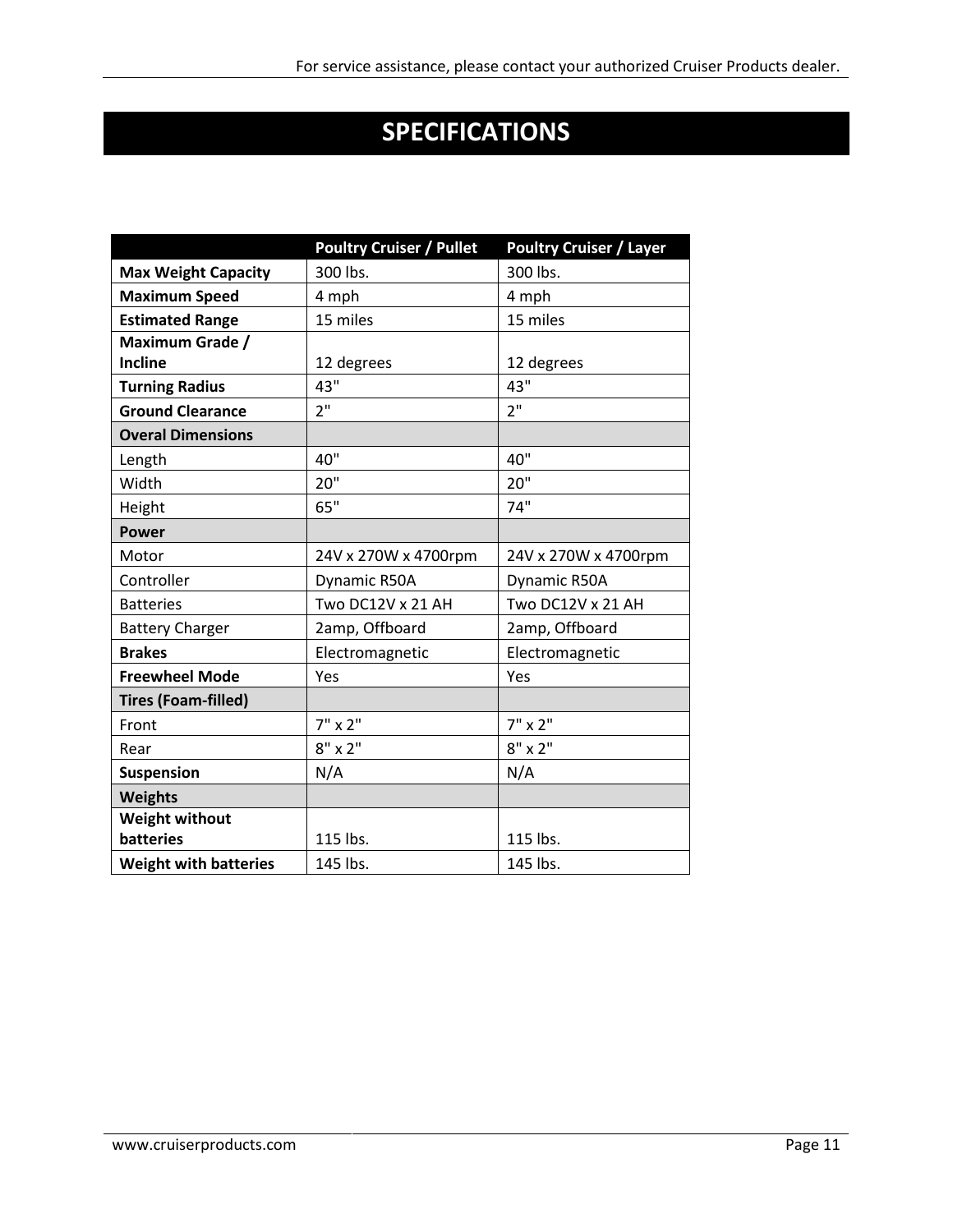# SPECIFICATIONS

| | Poultry Cruiser / Pullet | Poultry Cruiser / Layer |
|---|---|---|
| **Max Weight Capacity** | 300 lbs. | 300 lbs. |
| **Maximum Speed** | 4 mph | 4 mph |
| **Estimated Range** | 15 miles | 15 miles |
| **Maximum Grade / Incline** | 12 degrees | 12 degrees |
| **Turning Radius** | 43" | 43" |
| **Ground Clearance** | 2" | 2" |
| **Overal Dimensions** | | |
| Length | 40" | 40" |
| Width | 20" | 20" |
| Height | 65" | 74" |
| **Power** | | |
| Motor | 24V x 270W x 4700rpm | 24V x 270W x 4700rpm |
| Controller | Dynamic R50A | Dynamic R50A |
| Batteries | Two DC12V x 21 AH | Two DC12V x 21 AH |
| Battery Charger | 2amp, Offboard | 2amp, Offboard |
| **Brakes** | Electromagnetic | Electromagnetic |
| **Freewheel Mode** | Yes | Yes |
| **Tires (Foam-filled)** | | |
| Front | 7" x 2" | 7" x 2" |
| Rear | 8" x 2" | 8" x 2" |
| **Suspension** | N/A | N/A |
| **Weights** | | |
| **Weight without batteries** | 115 lbs. | 115 lbs. |
| **Weight with batteries** | 145 lbs. | 145 lbs. |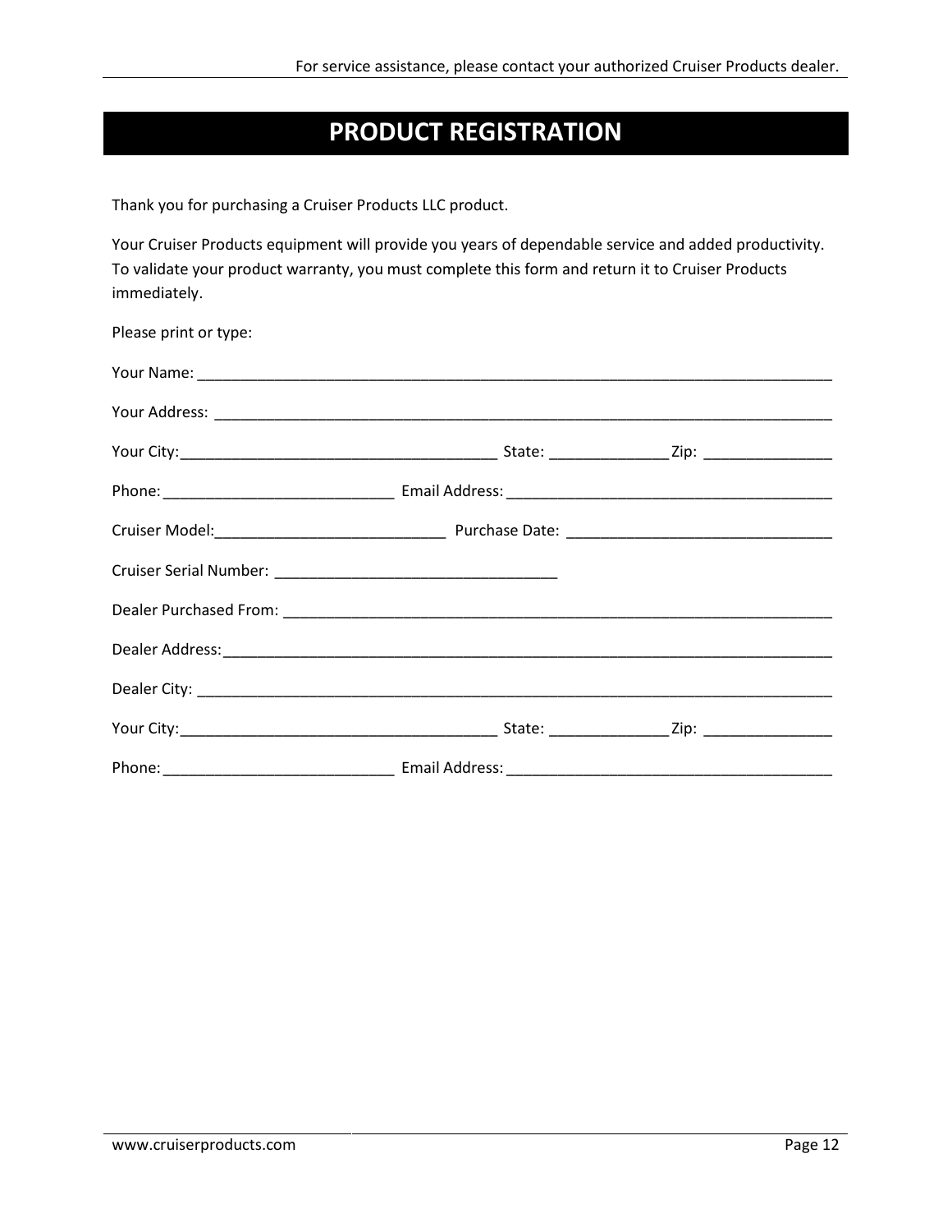# PRODUCT REGISTRATION

Thank you for purchasing a Cruiser Products LLC product.

Your Cruiser Products equipment will provide you years of dependable service and added productivity. To validate your product warranty, you must complete this form and return it to Cruiser Products immediately.

Please print or type:

Your Name: ________________________________________________________________________________

Your Address: ______________________________________________________________________________

Your City:______________________________________ State: ______________ Zip: _______________

Phone:____________________________ Email Address: ________________________________________

Cruiser Model:____________________________ Purchase Date: _______________________________

Cruiser Serial Number: _________________________________

Dealer Purchased From: _____________________________________________________________________

Dealer Address:_____________________________________________________________________________

Dealer City: _______________________________________________________________________________

Your City:______________________________________ State: ______________ Zip: _______________

Phone:____________________________ Email Address: ________________________________________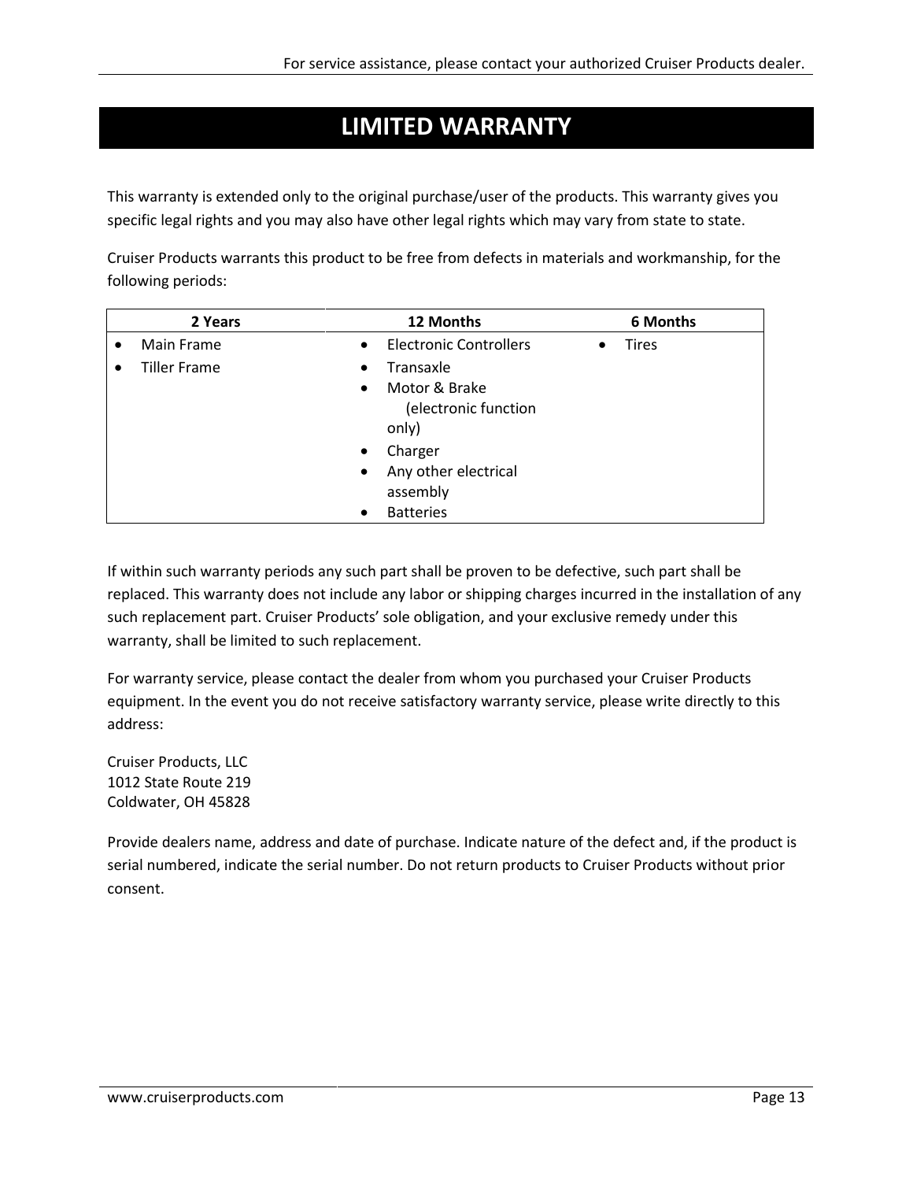# LIMITED WARRANTY

This warranty is extended only to the original purchase/user of the products. This warranty gives you specific legal rights and you may also have other legal rights which may vary from state to state.

Cruiser Products warrants this product to be free from defects in materials and workmanship, for the following periods:

| 2 Years | 12 Months | 6 Months |
|---|---|---|
| • Main Frame<br>• Tiller Frame | • Electronic Controllers<br>• Transaxle<br>• Motor & Brake (electronic function only)<br>• Charger<br>• Any other electrical assembly<br>• Batteries | • Tires |

If within such warranty periods any such part shall be proven to be defective, such part shall be replaced. This warranty does not include any labor or shipping charges incurred in the installation of any such replacement part. Cruiser Products' sole obligation, and your exclusive remedy under this warranty, shall be limited to such replacement.

For warranty service, please contact the dealer from whom you purchased your Cruiser Products equipment. In the event you do not receive satisfactory warranty service, please write directly to this address:

Cruiser Products, LLC
1012 State Route 219
Coldwater, OH 45828

Provide dealers name, address and date of purchase. Indicate nature of the defect and, if the product is serial numbered, indicate the serial number. Do not return products to Cruiser Products without prior consent.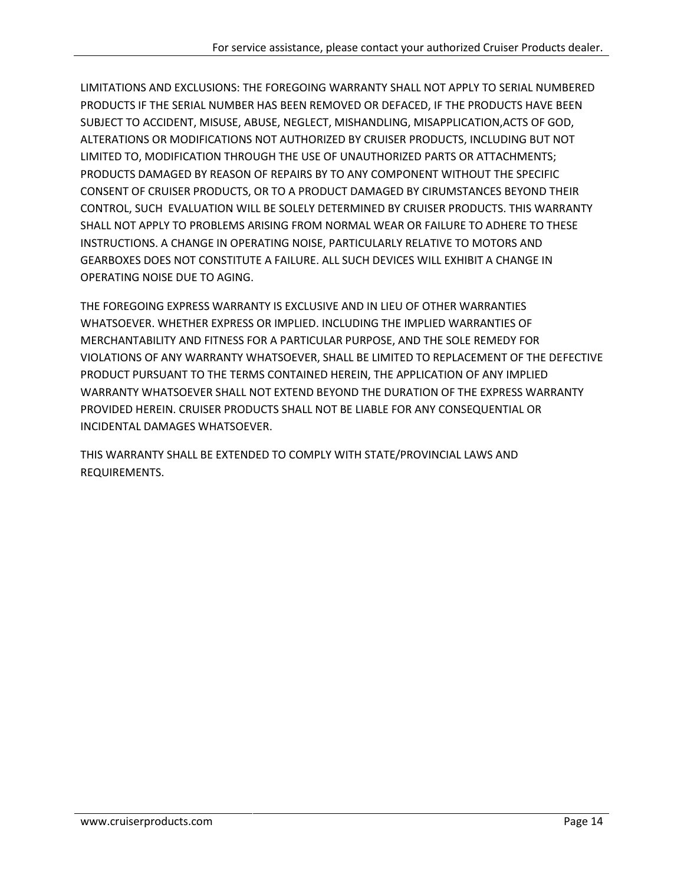LIMITATIONS AND EXCLUSIONS: THE FOREGOING WARRANTY SHALL NOT APPLY TO SERIAL NUMBERED PRODUCTS IF THE SERIAL NUMBER HAS BEEN REMOVED OR DEFACED, IF THE PRODUCTS HAVE BEEN SUBJECT TO ACCIDENT, MISUSE, ABUSE, NEGLECT, MISHANDLING, MISAPPLICATION,ACTS OF GOD, ALTERATIONS OR MODIFICATIONS NOT AUTHORIZED BY CRUISER PRODUCTS, INCLUDING BUT NOT LIMITED TO, MODIFICATION THROUGH THE USE OF UNAUTHORIZED PARTS OR ATTACHMENTS; PRODUCTS DAMAGED BY REASON OF REPAIRS BY TO ANY COMPONENT WITHOUT THE SPECIFIC CONSENT OF CRUISER PRODUCTS, OR TO A PRODUCT DAMAGED BY CIRUMSTANCES BEYOND THEIR CONTROL, SUCH EVALUATION WILL BE SOLELY DETERMINED BY CRUISER PRODUCTS. THIS WARRANTY SHALL NOT APPLY TO PROBLEMS ARISING FROM NORMAL WEAR OR FAILURE TO ADHERE TO THESE INSTRUCTIONS. A CHANGE IN OPERATING NOISE, PARTICULARLY RELATIVE TO MOTORS AND GEARBOXES DOES NOT CONSTITUTE A FAILURE. ALL SUCH DEVICES WILL EXHIBIT A CHANGE IN OPERATING NOISE DUE TO AGING.

THE FOREGOING EXPRESS WARRANTY IS EXCLUSIVE AND IN LIEU OF OTHER WARRANTIES WHATSOEVER. WHETHER EXPRESS OR IMPLIED. INCLUDING THE IMPLIED WARRANTIES OF MERCHANTABILITY AND FITNESS FOR A PARTICULAR PURPOSE, AND THE SOLE REMEDY FOR VIOLATIONS OF ANY WARRANTY WHATSOEVER, SHALL BE LIMITED TO REPLACEMENT OF THE DEFECTIVE PRODUCT PURSUANT TO THE TERMS CONTAINED HEREIN, THE APPLICATION OF ANY IMPLIED WARRANTY WHATSOEVER SHALL NOT EXTEND BEYOND THE DURATION OF THE EXPRESS WARRANTY PROVIDED HEREIN. CRUISER PRODUCTS SHALL NOT BE LIABLE FOR ANY CONSEQUENTIAL OR INCIDENTAL DAMAGES WHATSOEVER.

THIS WARRANTY SHALL BE EXTENDED TO COMPLY WITH STATE/PROVINCIAL LAWS AND REQUIREMENTS.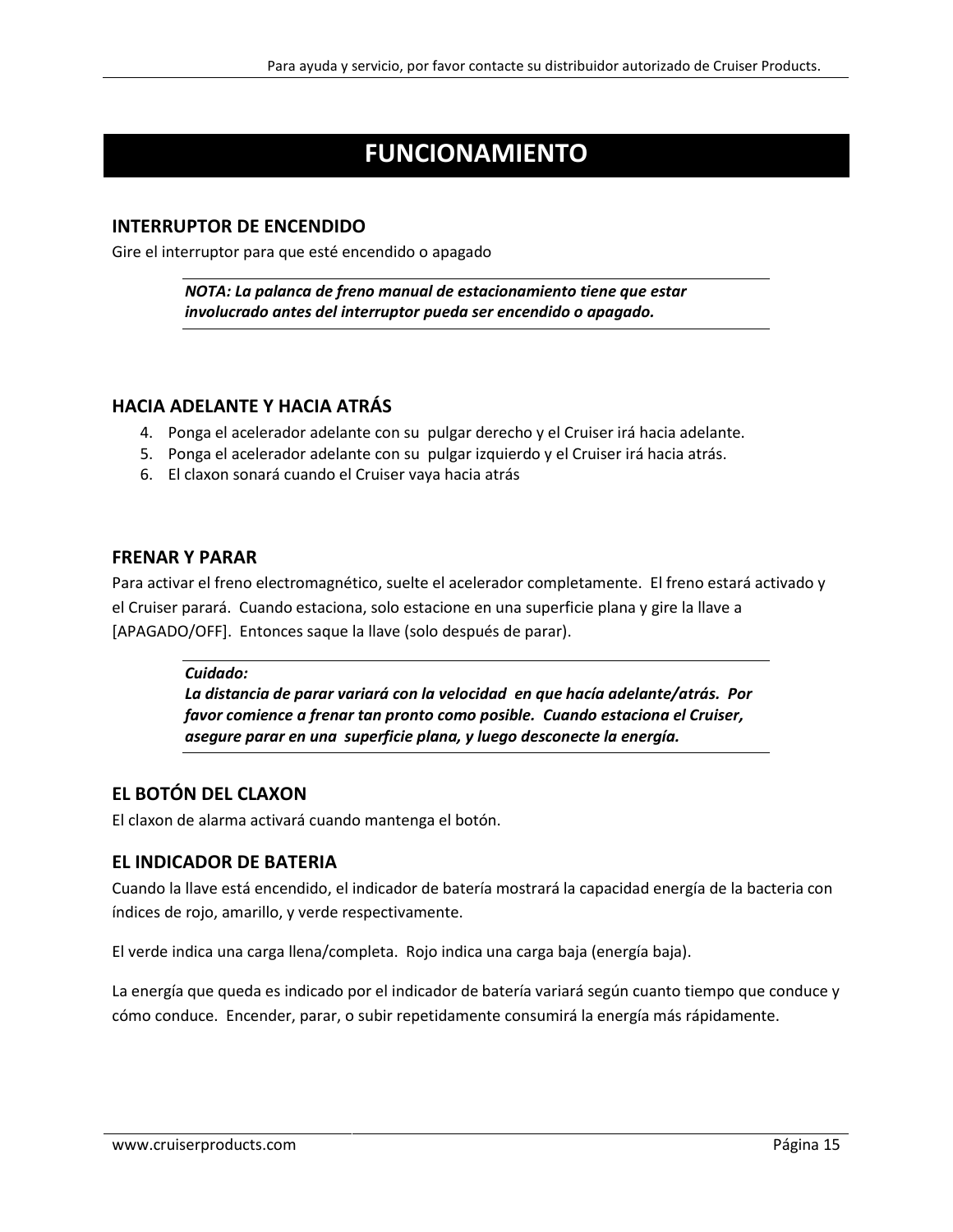# FUNCIONAMIENTO

## INTERRUPTOR DE ENCENDIDO

Gire el interruptor para que esté encendido o apagado

> ***NOTA: La palanca de freno manual de estacionamiento tiene que estar involucrado antes del interruptor pueda ser encendido o apagado.***

## HACIA ADELANTE Y HACIA ATRÁS

4. Ponga el acelerador adelante con su pulgar derecho y el Cruiser irá hacia adelante.
5. Ponga el acelerador adelante con su pulgar izquierdo y el Cruiser irá hacia atrás.
6. El claxon sonará cuando el Cruiser vaya hacia atrás

## FRENAR Y PARAR

Para activar el freno electromagnético, suelte el acelerador completamente. El freno estará activado y el Cruiser parará. Cuando estaciona, solo estacione en una superficie plana y gire la llave a [APAGADO/OFF]. Entonces saque la llave (solo después de parar).

> ***Cuidado:***
> ***La distancia de parar variará con la velocidad en que hacía adelante/atrás. Por favor comience a frenar tan pronto como posible. Cuando estaciona el Cruiser, asegure parar en una superficie plana, y luego desconecte la energía.***

## EL BOTÓN DEL CLAXON

El claxon de alarma activará cuando mantenga el botón.

## EL INDICADOR DE BATERIA

Cuando la llave está encendido, el indicador de batería mostrará la capacidad energía de la bacteria con índices de rojo, amarillo, y verde respectivamente.

El verde indica una carga llena/completa. Rojo indica una carga baja (energía baja).

La energía que queda es indicado por el indicador de batería variará según cuanto tiempo que conduce y cómo conduce. Encender, parar, o subir repetidamente consumirá la energía más rápidamente.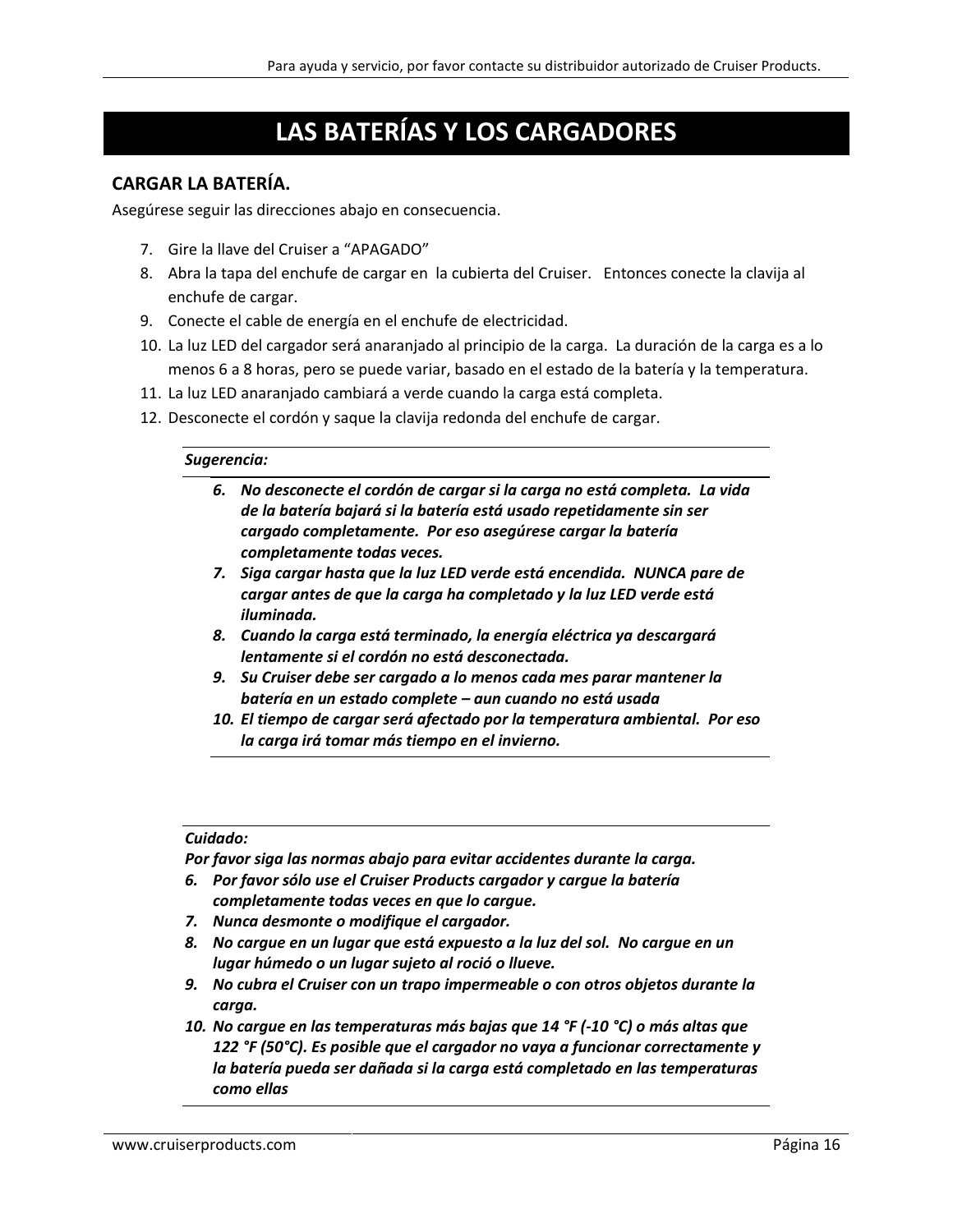# LAS BATERÍAS Y LOS CARGADORES

## CARGAR LA BATERÍA.

Asegúrese seguir las direcciones abajo en consecuencia.

7. Gire la llave del Cruiser a “APAGADO”
8. Abra la tapa del enchufe de cargar en la cubierta del Cruiser. Entonces conecte la clavija al enchufe de cargar.
9. Conecte el cable de energía en el enchufe de electricidad.
10. La luz LED del cargador será anaranjado al principio de la carga. La duración de la carga es a lo menos 6 a 8 horas, pero se puede variar, basado en el estado de la batería y la temperatura.
11. La luz LED anaranjado cambiará a verde cuando la carga está completa.
12. Desconecte el cordón y saque la clavija redonda del enchufe de cargar.

***Sugerencia:***

6. ***No desconecte el cordón de cargar si la carga no está completa. La vida de la batería bajará si la batería está usado repetidamente sin ser cargado completamente. Por eso asegúrese cargar la batería completamente todas veces.***
7. ***Siga cargar hasta que la luz LED verde está encendida. NUNCA pare de cargar antes de que la carga ha completado y la luz LED verde está iluminada.***
8. ***Cuando la carga está terminado, la energía eléctrica ya descargará lentamente si el cordón no está desconectada.***
9. ***Su Cruiser debe ser cargado a lo menos cada mes parar mantener la batería en un estado complete – aun cuando no está usada***
10. ***El tiempo de cargar será afectado por la temperatura ambiental. Por eso la carga irá tomar más tiempo en el invierno.***

***Cuidado:***

***Por favor siga las normas abajo para evitar accidentes durante la carga.***

6. ***Por favor sólo use el Cruiser Products cargador y cargue la batería completamente todas veces en que lo cargue.***
7. ***Nunca desmonte o modifique el cargador.***
8. ***No cargue en un lugar que está expuesto a la luz del sol. No cargue en un lugar húmedo o un lugar sujeto al roció o llueve.***
9. ***No cubra el Cruiser con un trapo impermeable o con otros objetos durante la carga.***
10. ***No cargue en las temperaturas más bajas que 14 °F (-10 °C) o más altas que 122 °F (50°C). Es posible que el cargador no vaya a funcionar correctamente y la batería pueda ser dañada si la carga está completado en las temperaturas como ellas***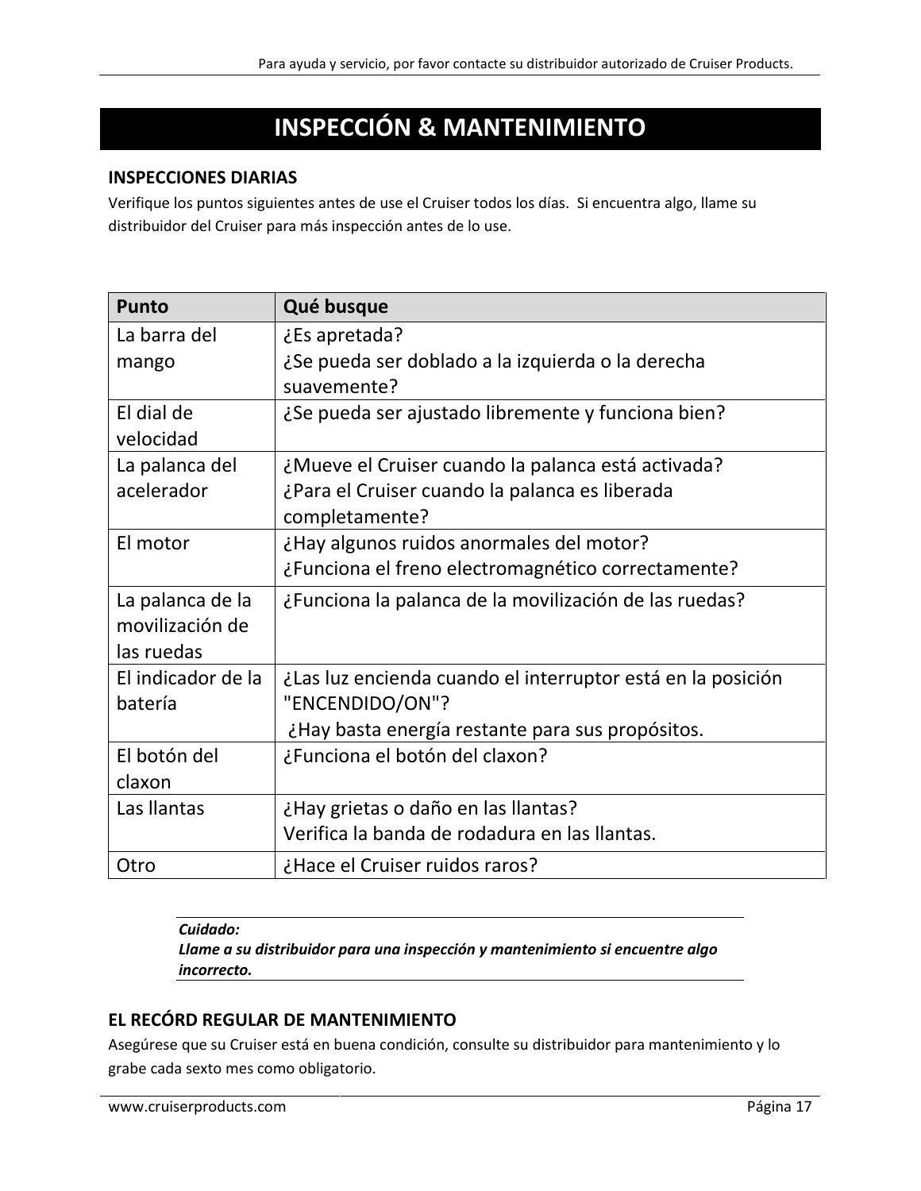# INSPECCIÓN & MANTENIMIENTO

## INSPECCIONES DIARIAS

Verifique los puntos siguientes antes de use el Cruiser todos los días. Si encuentra algo, llame su distribuidor del Cruiser para más inspección antes de lo use.

| Punto | Qué busque |
|---|---|
| La barra del mango | ¿Es apretada?<br>¿Se pueda ser doblado a la izquierda o la derecha suavemente? |
| El dial de velocidad | ¿Se pueda ser ajustado libremente y funciona bien? |
| La palanca del acelerador | ¿Mueve el Cruiser cuando la palanca está activada?<br>¿Para el Cruiser cuando la palanca es liberada completamente? |
| El motor | ¿Hay algunos ruidos anormales del motor?<br>¿Funciona el freno electromagnético correctamente? |
| La palanca de la movilización de las ruedas | ¿Funciona la palanca de la movilización de las ruedas? |
| El indicador de la batería | ¿Las luz encienda cuando el interruptor está en la posición "ENCENDIDO/ON"?<br>¿Hay basta energía restante para sus propósitos. |
| El botón del claxon | ¿Funciona el botón del claxon? |
| Las llantas | ¿Hay grietas o daño en las llantas?<br>Verifica la banda de rodadura en las llantas. |
| Otro | ¿Hace el Cruiser ruidos raros? |

***Cuidado:***
***Llame a su distribuidor para una inspección y mantenimiento si encuentre algo incorrecto.***

## EL RECÓRD REGULAR DE MANTENIMIENTO

Asegúrese que su Cruiser está en buena condición, consulte su distribuidor para mantenimiento y lo grabe cada sexto mes como obligatorio.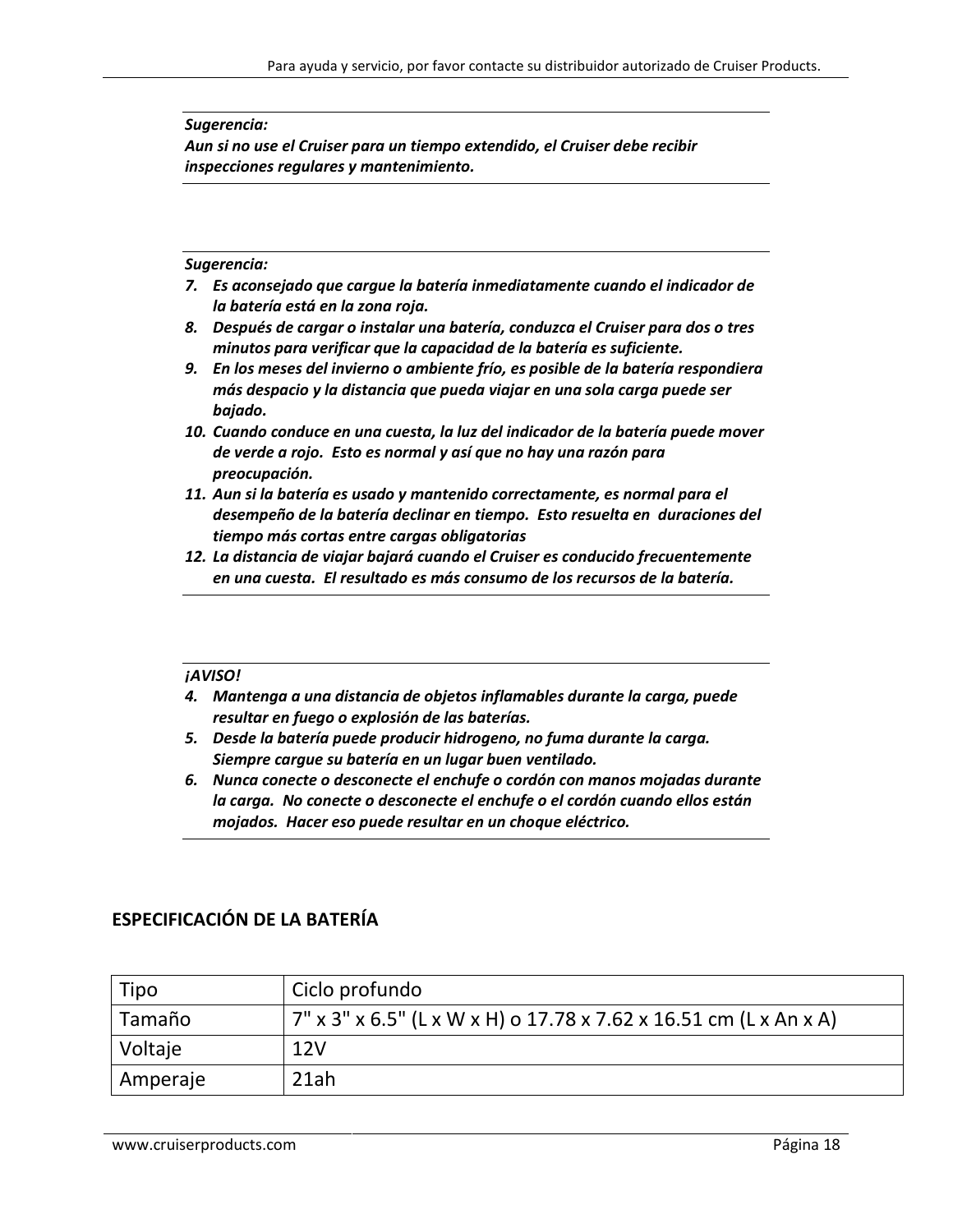***Sugerencia:***
***Aun si no use el Cruiser para un tiempo extendido, el Cruiser debe recibir inspecciones regulares y mantenimiento.***

***Sugerencia:***

7. ***Es aconsejado que cargue la batería inmediatamente cuando el indicador de la batería está en la zona roja.***
8. ***Después de cargar o instalar una batería, conduzca el Cruiser para dos o tres minutos para verificar que la capacidad de la batería es suficiente.***
9. ***En los meses del invierno o ambiente frío, es posible de la batería respondiera más despacio y la distancia que pueda viajar en una sola carga puede ser bajado.***
10. ***Cuando conduce en una cuesta, la luz del indicador de la batería puede mover de verde a rojo. Esto es normal y así que no hay una razón para preocupación.***
11. ***Aun si la batería es usado y mantenido correctamente, es normal para el desempeño de la batería declinar en tiempo. Esto resuelta en duraciones del tiempo más cortas entre cargas obligatorias***
12. ***La distancia de viajar bajará cuando el Cruiser es conducido frecuentemente en una cuesta. El resultado es más consumo de los recursos de la batería.***

***¡AVISO!***

4. ***Mantenga a una distancia de objetos inflamables durante la carga, puede resultar en fuego o explosión de las baterías.***
5. ***Desde la batería puede producir hidrogeno, no fuma durante la carga. Siempre cargue su batería en un lugar buen ventilado.***
6. ***Nunca conecte o desconecte el enchufe o cordón con manos mojadas durante la carga. No conecte o desconecte el enchufe o el cordón cuando ellos están mojados. Hacer eso puede resultar en un choque eléctrico.***

## ESPECIFICACIÓN DE LA BATERÍA

| Tipo | Ciclo profundo |
|---|---|
| Tamaño | 7" x 3" x 6.5" (L x W x H) o 17.78 x 7.62 x 16.51 cm (L x An x A) |
| Voltaje | 12V |
| Amperaje | 21ah |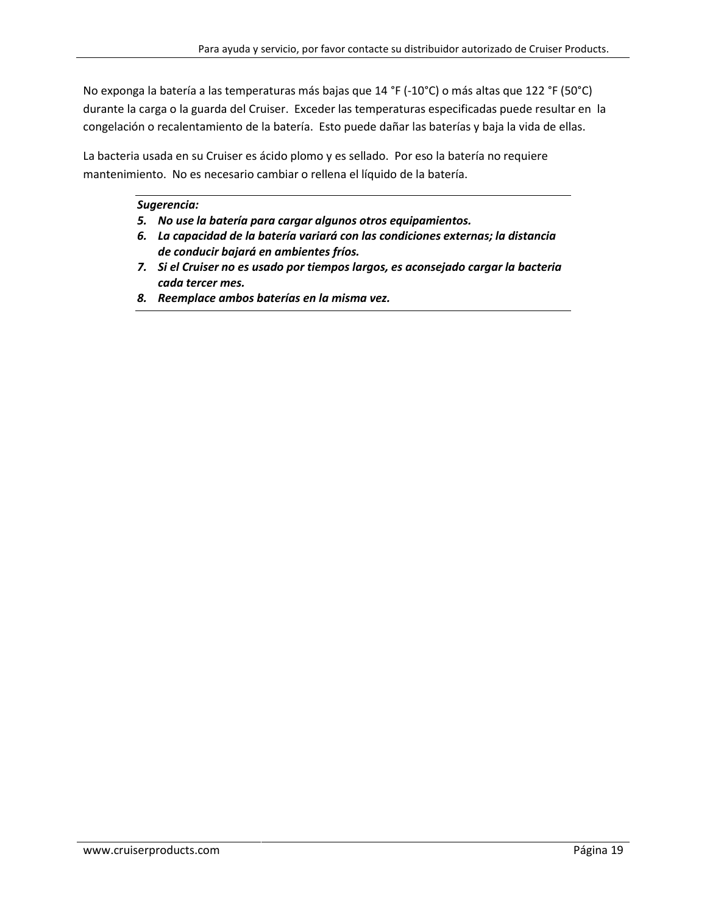No exponga la batería a las temperaturas más bajas que 14 °F (-10°C) o más altas que 122 °F (50°C) durante la carga o la guarda del Cruiser. Exceder las temperaturas especificadas puede resultar en la congelación o recalentamiento de la batería. Esto puede dañar las baterías y baja la vida de ellas.

La bacteria usada en su Cruiser es ácido plomo y es sellado. Por eso la batería no requiere mantenimiento. No es necesario cambiar o rellena el líquido de la batería.

---

***Sugerencia:***

5. ***No use la batería para cargar algunos otros equipamientos.***
6. ***La capacidad de la batería variará con las condiciones externas; la distancia de conducir bajará en ambientes fríos.***
7. ***Si el Cruiser no es usado por tiempos largos, es aconsejado cargar la bacteria cada tercer mes.***
8. ***Reemplace ambos baterías en la misma vez.***

---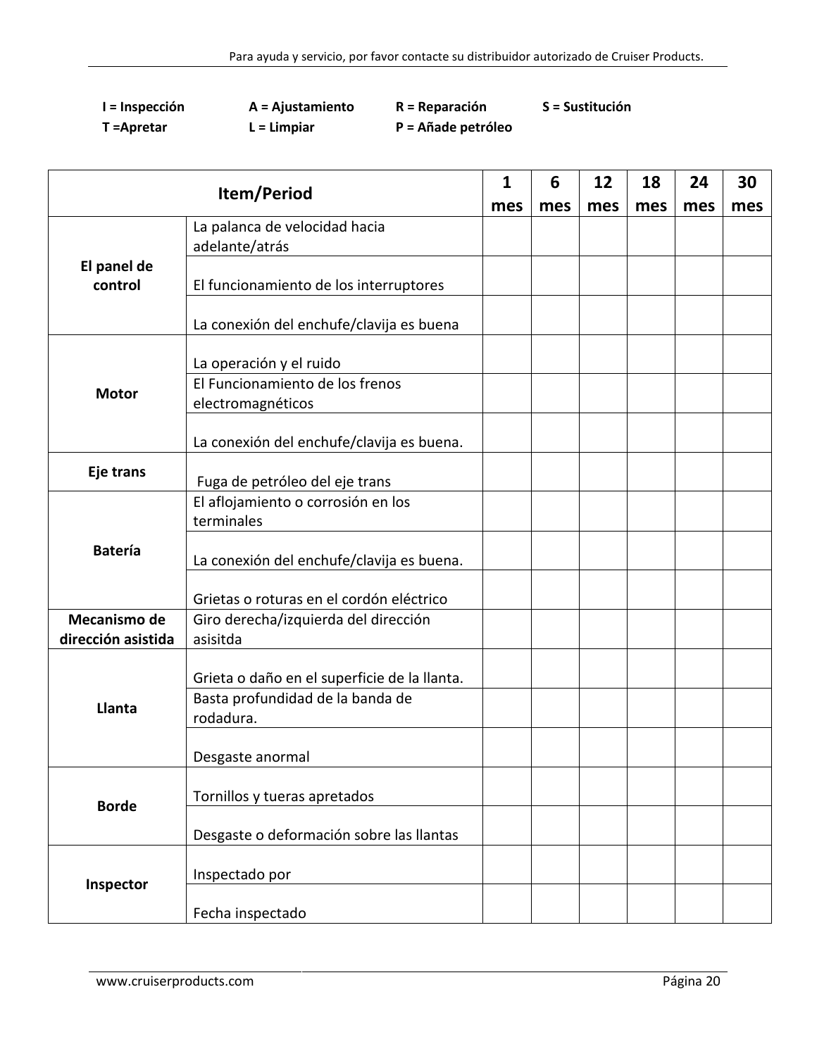| I = Inspección | A = Ajustamiento | R = Reparación | S = Sustitución |
|---|---|---|---|
| T =Apretar | L = Limpiar | P = Añade petróleo | |

| Item/Period | | 1 mes | 6 mes | 12 mes | 18 mes | 24 mes | 30 mes |
|---|---|---|---|---|---|---|---|
| **El panel de control** | La palanca de velocidad hacia adelante/atrás | | | | | | |
| | El funcionamiento de los interruptores | | | | | | |
| | La conexión del enchufe/clavija es buena | | | | | | |
| **Motor** | La operación y el ruido | | | | | | |
| | El Funcionamiento de los frenos electromagnéticos | | | | | | |
| | La conexión del enchufe/clavija es buena. | | | | | | |
| **Eje trans** | Fuga de petróleo del eje trans | | | | | | |
| **Batería** | El aflojamiento o corrosión en los terminales | | | | | | |
| | La conexión del enchufe/clavija es buena. | | | | | | |
| | Grietas o roturas en el cordón eléctrico | | | | | | |
| **Mecanismo de dirección asistida** | Giro derecha/izquierda del dirección asisitda | | | | | | |
| **Llanta** | Grieta o daño en el superficie de la llanta. | | | | | | |
| | Basta profundidad de la banda de rodadura. | | | | | | |
| | Desgaste anormal | | | | | | |
| **Borde** | Tornillos y tueras apretados | | | | | | |
| | Desgaste o deformación sobre las llantas | | | | | | |
| **Inspector** | Inspectado por | | | | | | |
| | Fecha inspectado | | | | | | |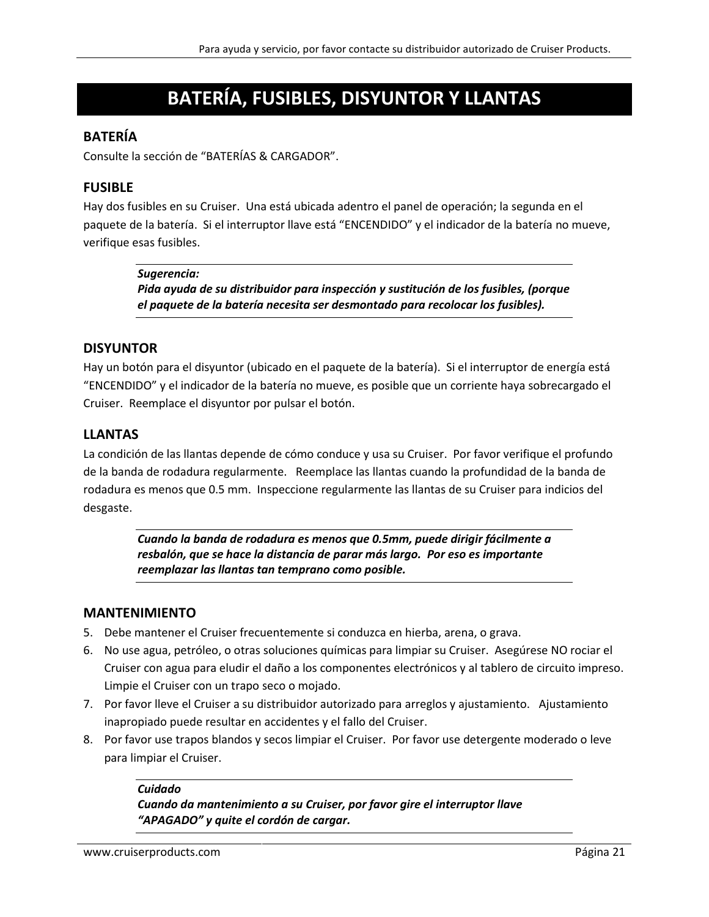# BATERÍA, FUSIBLES, DISYUNTOR Y LLANTAS

## BATERÍA

Consulte la sección de “BATERÍAS & CARGADOR”.

## FUSIBLE

Hay dos fusibles en su Cruiser. Una está ubicada adentro el panel de operación; la segunda en el paquete de la batería. Si el interruptor llave está “ENCENDIDO” y el indicador de la batería no mueve, verifique esas fusibles.

> ***Sugerencia:***
> ***Pida ayuda de su distribuidor para inspección y sustitución de los fusibles, (porque el paquete de la batería necesita ser desmontado para recolocar los fusibles).***

## DISYUNTOR

Hay un botón para el disyuntor (ubicado en el paquete de la batería). Si el interruptor de energía está “ENCENDIDO” y el indicador de la batería no mueve, es posible que un corriente haya sobrecargado el Cruiser. Reemplace el disyuntor por pulsar el botón.

## LLANTAS

La condición de las llantas depende de cómo conduce y usa su Cruiser. Por favor verifique el profundo de la banda de rodadura regularmente. Reemplace las llantas cuando la profundidad de la banda de rodadura es menos que 0.5 mm. Inspeccione regularmente las llantas de su Cruiser para indicios del desgaste.

> ***Cuando la banda de rodadura es menos que 0.5mm, puede dirigir fácilmente a resbalón, que se hace la distancia de parar más largo. Por eso es importante reemplazar las llantas tan temprano como posible.***

## MANTENIMIENTO

5. Debe mantener el Cruiser frecuentemente si conduzca en hierba, arena, o grava.
6. No use agua, petróleo, o otras soluciones químicas para limpiar su Cruiser. Asegúrese NO rociar el Cruiser con agua para eludir el daño a los componentes electrónicos y al tablero de circuito impreso. Limpie el Cruiser con un trapo seco o mojado.
7. Por favor lleve el Cruiser a su distribuidor autorizado para arreglos y ajustamiento. Ajustamiento inapropiado puede resultar en accidentes y el fallo del Cruiser.
8. Por favor use trapos blandos y secos limpiar el Cruiser. Por favor use detergente moderado o leve para limpiar el Cruiser.

> ***Cuidado***
> ***Cuando da mantenimiento a su Cruiser, por favor gire el interruptor llave “APAGADO” y quite el cordón de cargar.***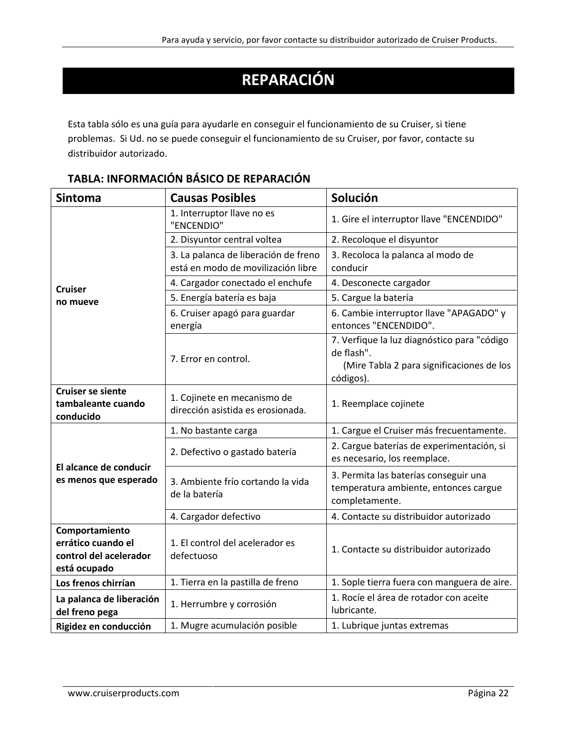# REPARACIÓN

Esta tabla sólo es una guía para ayudarle en conseguir el funcionamiento de su Cruiser, si tiene problemas. Si Ud. no se puede conseguir el funcionamiento de su Cruiser, por favor, contacte su distribuidor autorizado.

**TABLA: INFORMACIÓN BÁSICO DE REPARACIÓN**

| Sintoma | Causas Posibles | Solución |
|---|---|---|
| **Cruiser no mueve** | 1. Interruptor llave no es "ENCENDIO" | 1. Gire el interruptor llave "ENCENDIDO" |
| | 2. Disyuntor central voltea | 2. Recoloque el disyuntor |
| | 3. La palanca de liberación de freno está en modo de movilización libre | 3. Recoloca la palanca al modo de conducir |
| | 4. Cargador conectado el enchufe | 4. Desconecte cargador |
| | 5. Energía batería es baja | 5. Cargue la batería |
| | 6. Cruiser apagó para guardar energía | 6. Cambie interruptor llave "APAGADO" y entonces "ENCENDIDO". |
| | 7. Error en control. | 7. Verfique la luz diagnóstico para "código de flash". (Mire Tabla 2 para significaciones de los códigos). |
| **Cruiser se siente tambaleante cuando conducido** | 1. Cojinete en mecanismo de dirección asistida es erosionada. | 1. Reemplace cojinete |
| **El alcance de conducir es menos que esperado** | 1. No bastante carga | 1. Cargue el Cruiser más frecuentamente. |
| | 2. Defectivo o gastado batería | 2. Cargue baterías de experimentación, si es necesario, los reemplace. |
| | 3. Ambiente frío cortando la vida de la batería | 3. Permita las baterías conseguir una temperatura ambiente, entonces cargue completamente. |
| | 4. Cargador defectivo | 4. Contacte su distribuidor autorizado |
| **Comportamiento errático cuando el control del acelerador está ocupado** | 1. El control del acelerador es defectuoso | 1. Contacte su distribuidor autorizado |
| **Los frenos chirrían** | 1. Tierra en la pastilla de freno | 1. Sople tierra fuera con manguera de aire. |
| **La palanca de liberación del freno pega** | 1. Herrumbre y corrosión | 1. Rocíe el área de rotador con aceite lubricante. |
| **Rigidez en conducción** | 1. Mugre acumulación posible | 1. Lubrique juntas extremas |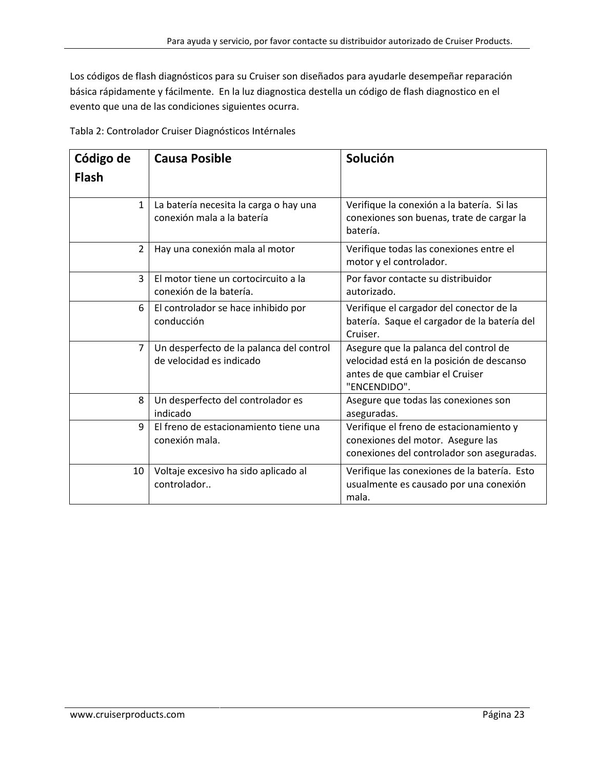Los códigos de flash diagnósticos para su Cruiser son diseñados para ayudarle desempeñar reparación básica rápidamente y fácilmente. En la luz diagnostica destella un código de flash diagnostico en el evento que una de las condiciones siguientes ocurra.

Tabla 2: Controlador Cruiser Diagnósticos Intérnales

| Código de Flash | Causa Posible | Solución |
|---|---|---|
| 1 | La batería necesita la carga o hay una conexión mala a la batería | Verifique la conexión a la batería. Si las conexiones son buenas, trate de cargar la batería. |
| 2 | Hay una conexión mala al motor | Verifique todas las conexiones entre el motor y el controlador. |
| 3 | El motor tiene un cortocircuito a la conexión de la batería. | Por favor contacte su distribuidor autorizado. |
| 6 | El controlador se hace inhibido por conducción | Verifique el cargador del conector de la batería. Saque el cargador de la batería del Cruiser. |
| 7 | Un desperfecto de la palanca del control de velocidad es indicado | Asegure que la palanca del control de velocidad está en la posición de descanso antes de que cambiar el Cruiser "ENCENDIDO". |
| 8 | Un desperfecto del controlador es indicado | Asegure que todas las conexiones son aseguradas. |
| 9 | El freno de estacionamiento tiene una conexión mala. | Verifique el freno de estacionamiento y conexiones del motor. Asegure las conexiones del controlador son aseguradas. |
| 10 | Voltaje excesivo ha sido aplicado al controlador.. | Verifique las conexiones de la batería. Esto usualmente es causado por una conexión mala. |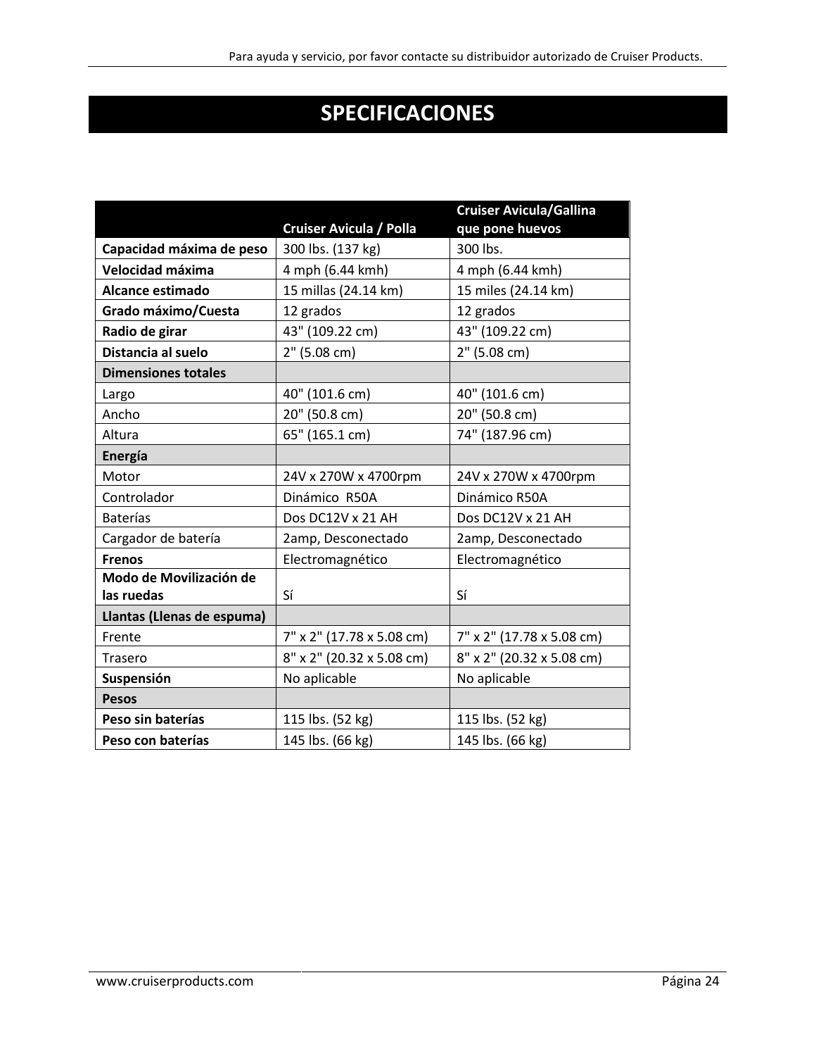# SPECIFICACIONES

| | Cruiser Avicula / Polla | Cruiser Avicula/Gallina que pone huevos |
|---|---|---|
| **Capacidad máxima de peso** | 300 lbs. (137 kg) | 300 lbs. |
| **Velocidad máxima** | 4 mph (6.44 kmh) | 4 mph (6.44 kmh) |
| **Alcance estimado** | 15 millas (24.14 km) | 15 miles (24.14 km) |
| **Grado máximo/Cuesta** | 12 grados | 12 grados |
| **Radio de girar** | 43" (109.22 cm) | 43" (109.22 cm) |
| **Distancia al suelo** | 2" (5.08 cm) | 2" (5.08 cm) |
| **Dimensiones totales** | | |
| Largo | 40" (101.6 cm) | 40" (101.6 cm) |
| Ancho | 20" (50.8 cm) | 20" (50.8 cm) |
| Altura | 65" (165.1 cm) | 74" (187.96 cm) |
| **Energía** | | |
| Motor | 24V x 270W x 4700rpm | 24V x 270W x 4700rpm |
| Controlador | Dinámico R50A | Dinámico R50A |
| Baterías | Dos DC12V x 21 AH | Dos DC12V x 21 AH |
| Cargador de batería | 2amp, Desconectado | 2amp, Desconectado |
| **Frenos** | Electromagnético | Electromagnético |
| **Modo de Movilización de las ruedas** | Sí | Sí |
| **Llantas (Llenas de espuma)** | | |
| Frente | 7" x 2" (17.78 x 5.08 cm) | 7" x 2" (17.78 x 5.08 cm) |
| Trasero | 8" x 2" (20.32 x 5.08 cm) | 8" x 2" (20.32 x 5.08 cm) |
| **Suspensión** | No aplicable | No aplicable |
| **Pesos** | | |
| **Peso sin baterías** | 115 lbs. (52 kg) | 115 lbs. (52 kg) |
| **Peso con baterías** | 145 lbs. (66 kg) | 145 lbs. (66 kg) |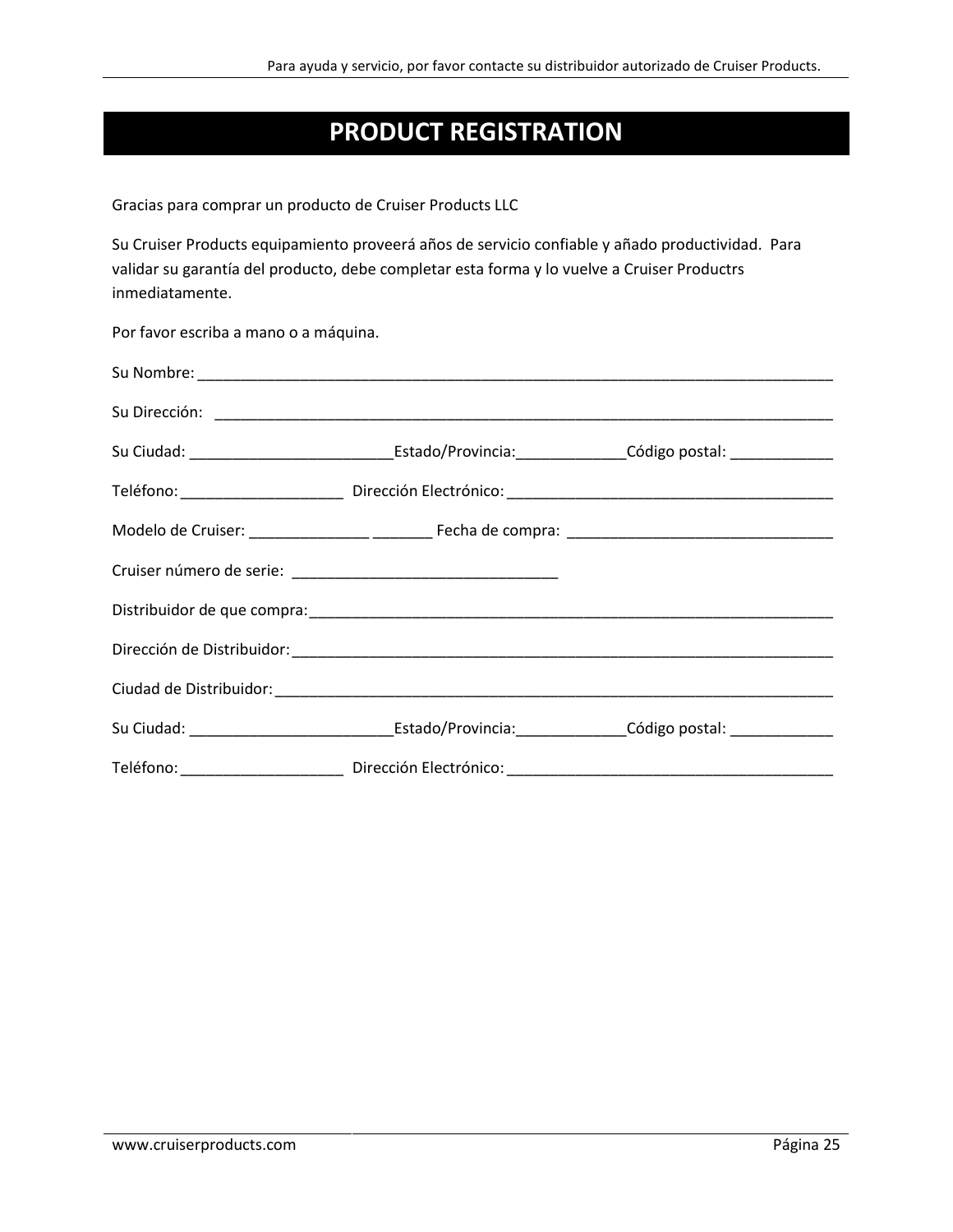# PRODUCT REGISTRATION

Gracias para comprar un producto de Cruiser Products LLC

Su Cruiser Products equipamiento proveerá años de servicio confiable y añado productividad. Para validar su garantía del producto, debe completar esta forma y lo vuelve a Cruiser Productrs inmediatamente.

Por favor escriba a mano o a máquina.

Su Nombre: ______________________________________________________________________________

Su Dirección: ____________________________________________________________________________

Su Ciudad: ________________________Estado/Provincia:_____________Código postal: ____________

Teléfono: ___________________ Dirección Electrónico: _______________________________________

Modelo de Cruiser: ______________ _______ Fecha de compra: _______________________________

Cruiser número de serie: _______________________________

Distribuidor de que compra:_________________________________________________________________

Dirección de Distribuidor:___________________________________________________________________

Ciudad de Distribuidor:_____________________________________________________________________

Su Ciudad: ________________________Estado/Provincia:_____________Código postal: ____________

Teléfono: ___________________ Dirección Electrónico: _______________________________________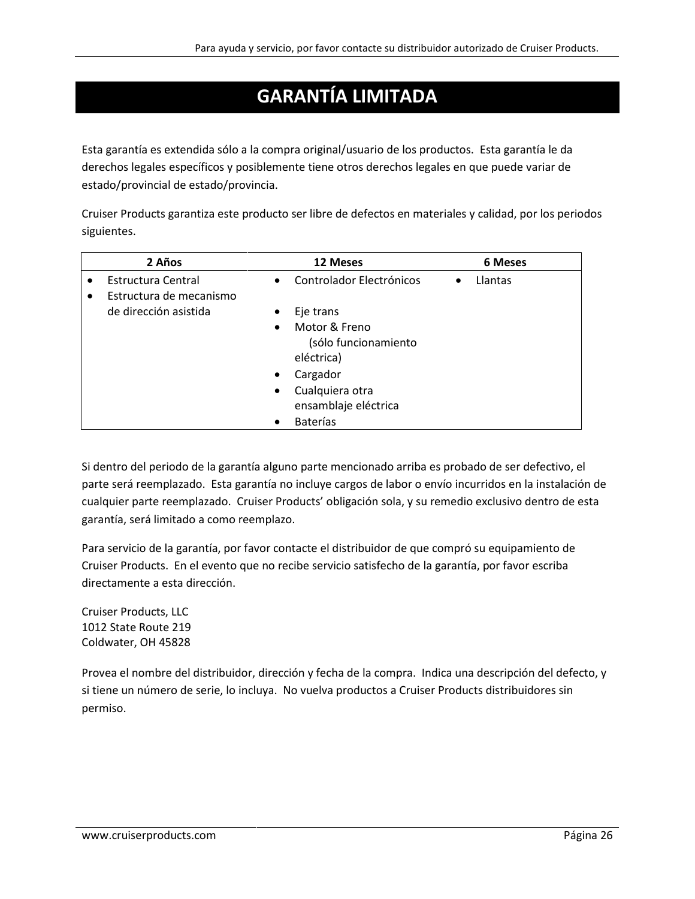# GARANTÍA LIMITADA

Esta garantía es extendida sólo a la compra original/usuario de los productos. Esta garantía le da derechos legales específicos y posiblemente tiene otros derechos legales en que puede variar de estado/provincial de estado/provincia.

Cruiser Products garantiza este producto ser libre de defectos en materiales y calidad, por los periodos siguientes.

| 2 Años | 12 Meses | 6 Meses |
|---|---|---|
| • Estructura Central<br>• Estructura de mecanismo de dirección asistida | • Controlador Electrónicos<br>• Eje trans<br>• Motor & Freno (sólo funcionamiento eléctrica)<br>• Cargador<br>• Cualquiera otra ensamblaje eléctrica<br>• Baterías | • Llantas |

Si dentro del periodo de la garantía alguno parte mencionado arriba es probado de ser defectivo, el parte será reemplazado. Esta garantía no incluye cargos de labor o envío incurridos en la instalación de cualquier parte reemplazado. Cruiser Products' obligación sola, y su remedio exclusivo dentro de esta garantía, será limitado a como reemplazo.

Para servicio de la garantía, por favor contacte el distribuidor de que compró su equipamiento de Cruiser Products. En el evento que no recibe servicio satisfecho de la garantía, por favor escriba directamente a esta dirección.

Cruiser Products, LLC
1012 State Route 219
Coldwater, OH 45828

Provea el nombre del distribuidor, dirección y fecha de la compra. Indica una descripción del defecto, y si tiene un número de serie, lo incluya. No vuelva productos a Cruiser Products distribuidores sin permiso.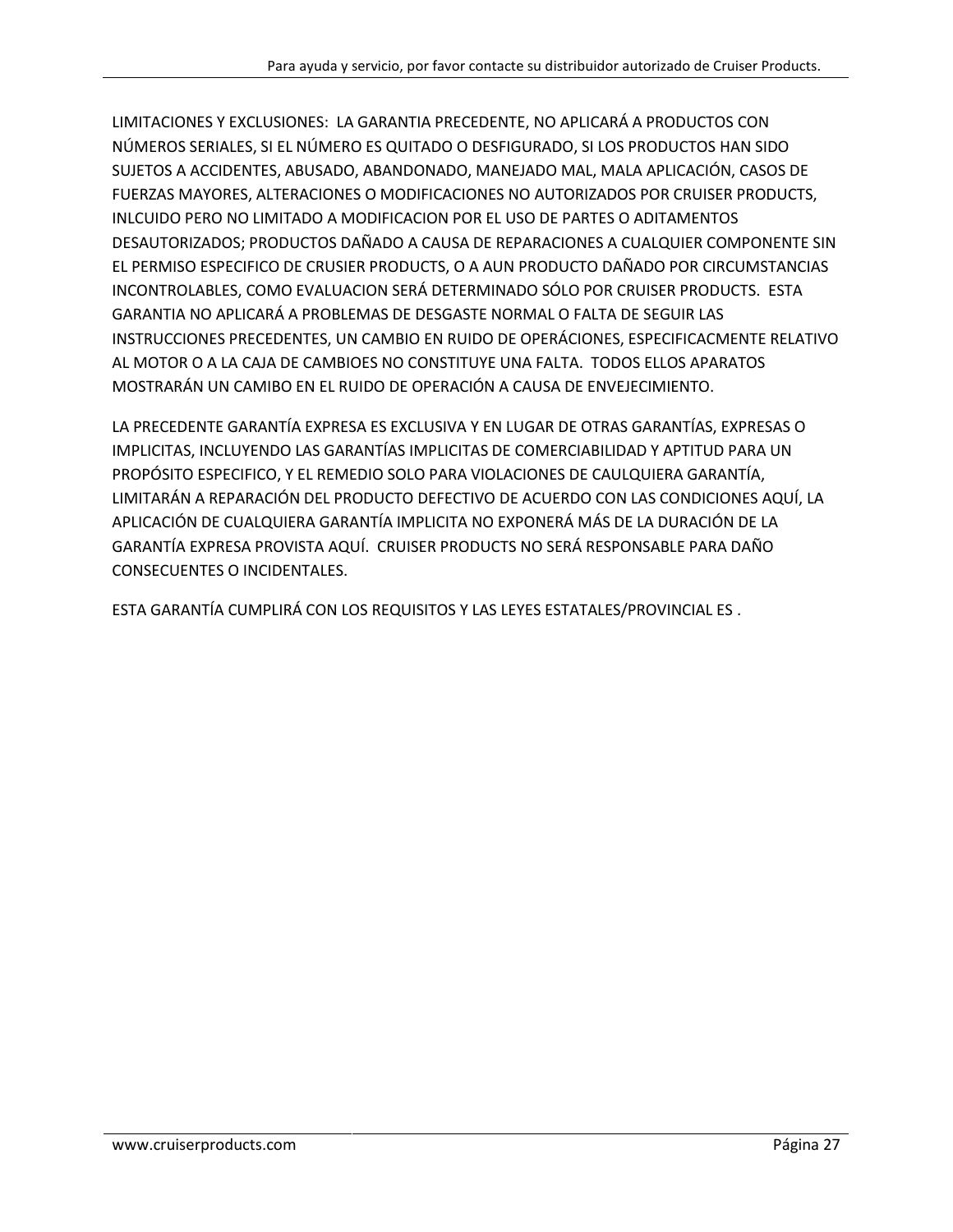LIMITACIONES Y EXCLUSIONES:  LA GARANTIA PRECEDENTE, NO APLICARÁ A PRODUCTOS CON NÚMEROS SERIALES, SI EL NÚMERO ES QUITADO O DESFIGURADO, SI LOS PRODUCTOS HAN SIDO SUJETOS A ACCIDENTES, ABUSADO, ABANDONADO, MANEJADO MAL, MALA APLICACIÓN, CASOS DE FUERZAS MAYORES, ALTERACIONES O MODIFICACIONES NO AUTORIZADOS POR CRUISER PRODUCTS, INLCUIDO PERO NO LIMITADO A MODIFICACION POR EL USO DE PARTES O ADITAMENTOS DESAUTORIZADOS; PRODUCTOS DAÑADO A CAUSA DE REPARACIONES A CUALQUIER COMPONENTE SIN EL PERMISO ESPECIFICO DE CRUSIER PRODUCTS, O A AUN PRODUCTO DAÑADO POR CIRCUMSTANCIAS INCONTROLABLES, COMO EVALUACION SERÁ DETERMINADO SÓLO POR CRUISER PRODUCTS.  ESTA GARANTIA NO APLICARÁ A PROBLEMAS DE DESGASTE NORMAL O FALTA DE SEGUIR LAS INSTRUCCIONES PRECEDENTES, UN CAMBIO EN RUIDO DE OPERÁCIONES, ESPECIFICACMENTE RELATIVO AL MOTOR O A LA CAJA DE CAMBIOES NO CONSTITUYE UNA FALTA.  TODOS ELLOS APARATOS MOSTRARÁN UN CAMIBO EN EL RUIDO DE OPERACIÓN A CAUSA DE ENVEJECIMIENTO.

LA PRECEDENTE GARANTÍA EXPRESA ES EXCLUSIVA Y EN LUGAR DE OTRAS GARANTÍAS, EXPRESAS O IMPLICITAS, INCLUYENDO LAS GARANTÍAS IMPLICITAS DE COMERCIABILIDAD Y APTITUD PARA UN PROPÓSITO ESPECIFICO, Y EL REMEDIO SOLO PARA VIOLACIONES DE CAULQUIERA GARANTÍA, LIMITARÁN A REPARACIÓN DEL PRODUCTO DEFECTIVO DE ACUERDO CON LAS CONDICIONES AQUÍ, LA APLICACIÓN DE CUALQUIERA GARANTÍA IMPLICITA NO EXPONERÁ MÁS DE LA DURACIÓN DE LA GARANTÍA EXPRESA PROVISTA AQUÍ.  CRUISER PRODUCTS NO SERÁ RESPONSABLE PARA DAÑO CONSECUENTES O INCIDENTALES.

ESTA GARANTÍA CUMPLIRÁ CON LOS REQUISITOS Y LAS LEYES ESTATALES/PROVINCIAL ES .